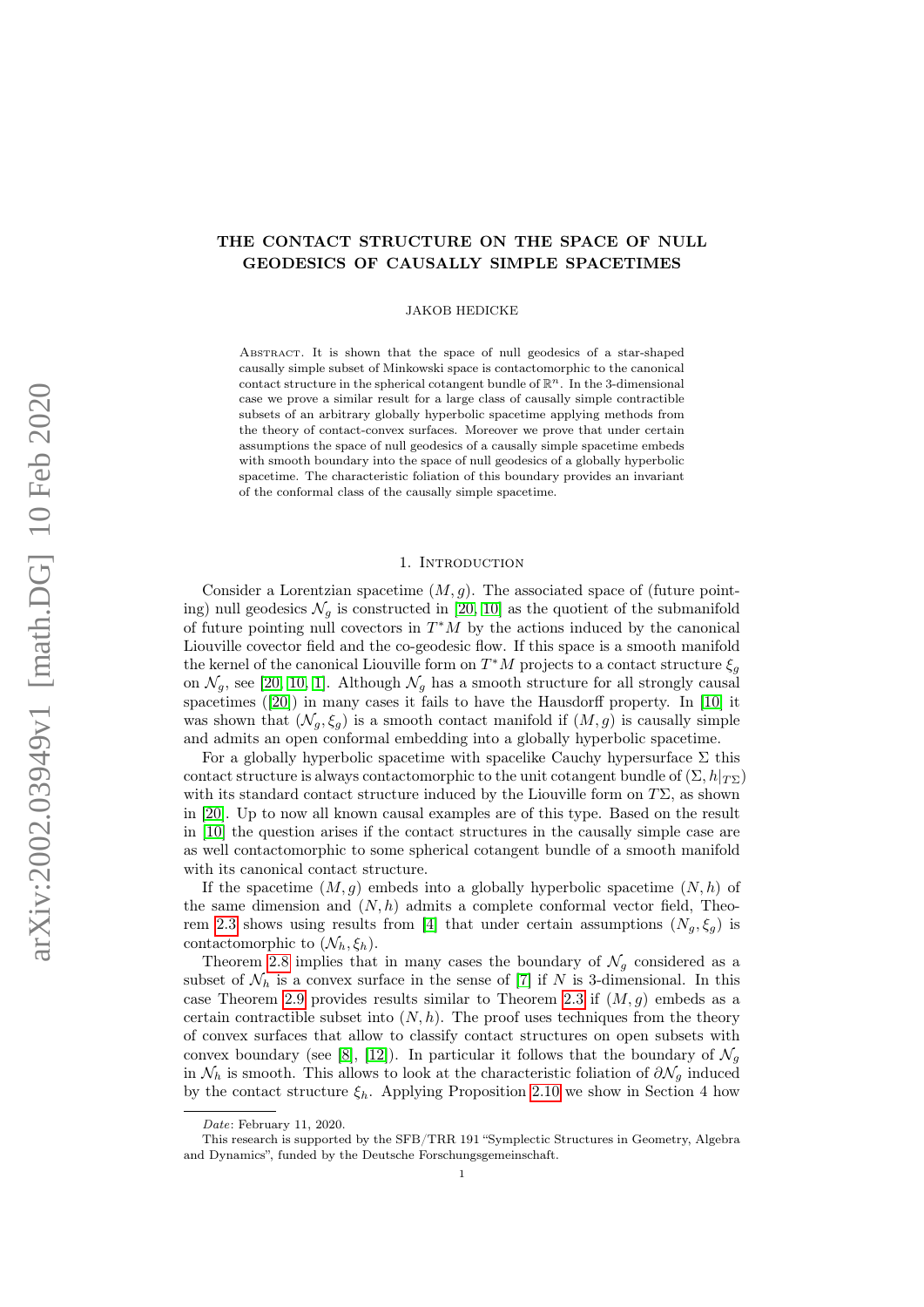# THE CONTACT STRUCTURE ON THE SPACE OF NULL GEODESICS OF CAUSALLY SIMPLE SPACETIMES

JAKOB HEDICKE

Abstract. It is shown that the space of null geodesics of a star-shaped causally simple subset of Minkowski space is contactomorphic to the canonical contact structure in the spherical cotangent bundle of $\mathbb{R}^n$. In the 3-dimensional case we prove a similar result for a large class of causally simple contractible subsets of an arbitrary globally hyperbolic spacetime applying methods from the theory of contact-convex surfaces. Moreover we prove that under certain assumptions the space of null geodesics of a causally simple spacetime embeds with smooth boundary into the space of null geodesics of a globally hyperbolic spacetime. The characteristic foliation of this boundary provides an invariant of the conformal class of the causally simple spacetime.

## 1. Introduction

Consider a Lorentzian spacetime $(M, g)$. The associated space of (future pointing) null geodesics $\mathcal{N}_g$ is constructed in [20, 10] as the quotient of the submanifold of future pointing null covectors in $T^*M$ by the actions induced by the canonical Liouville covector field and the co-geodesic flow. If this space is a smooth manifold the kernel of the canonical Liouville form on $T^*M$ projects to a contact structure $\xi_g$ on $\mathcal{N}_g$, see [20, 10, 1]. Although $\mathcal{N}_g$ has a smooth structure for all strongly causal spacetimes ([20]) in many cases it fails to have the Hausdorff property. In [10] it was shown that $(\mathcal{N}_g, \xi_g)$ is a smooth contact manifold if $(M, g)$ is causally simple and admits an open conformal embedding into a globally hyperbolic spacetime.

For a globally hyperbolic spacetime with spacelike Cauchy hypersurface $\Sigma$ this contact structure is always contactomorphic to the unit cotangent bundle of $(\Sigma, h|_{T\Sigma})$ with its standard contact structure induced by the Liouville form on $T\Sigma$, as shown in [20]. Up to now all known causal examples are of this type. Based on the result in [10] the question arises if the contact structures in the causally simple case are as well contactomorphic to some spherical cotangent bundle of a smooth manifold with its canonical contact structure.

If the spacetime $(M, g)$ embeds into a globally hyperbolic spacetime $(N, h)$ of the same dimension and $(N, h)$ admits a complete conformal vector field, Theorem 2.3 shows using results from [4] that under certain assumptions $(\mathcal{N}_g, \xi_g)$ is contactomorphic to $(\mathcal{N}_h, \xi_h)$.

Theorem 2.8 implies that in many cases the boundary of $\mathcal{N}_g$ considered as a subset of $\mathcal{N}_h$ is a convex surface in the sense of [7] if $N$ is 3-dimensional. In this case Theorem 2.9 provides results similar to Theorem 2.3 if $(M, g)$ embeds as a certain contractible subset into $(N, h)$. The proof uses techniques from the theory of convex surfaces that allow to classify contact structures on open subsets with convex boundary (see [8], [12]). In particular it follows that the boundary of $\mathcal{N}_g$ in $\mathcal{N}_h$ is smooth. This allows to look at the characteristic foliation of $\partial\mathcal{N}_g$ induced by the contact structure $\xi_h$. Applying Proposition 2.10 we show in Section 4 how

---

*Date*: February 11, 2020.

This research is supported by the SFB/TRR 191 "Symplectic Structures in Geometry, Algebra and Dynamics", funded by the Deutsche Forschungsgemeinschaft.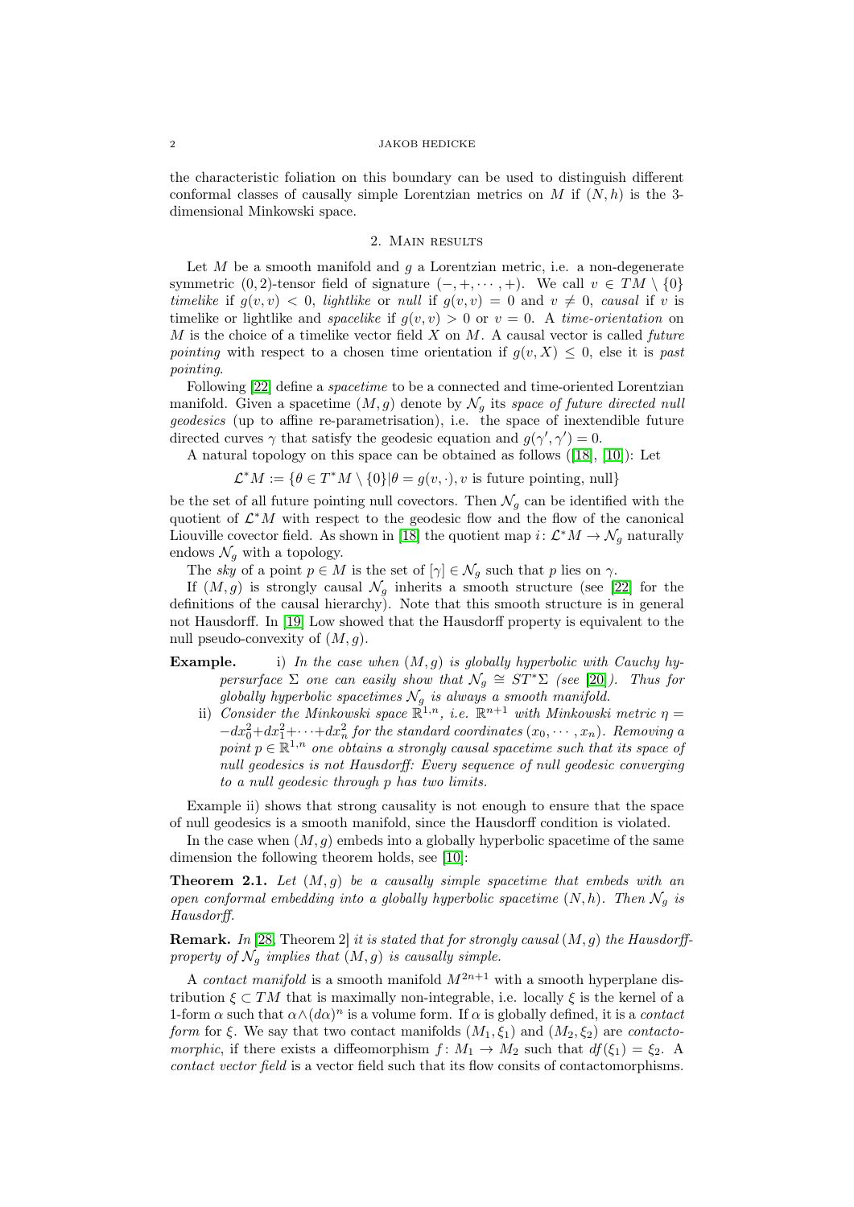the characteristic foliation on this boundary can be used to distinguish different conformal classes of causally simple Lorentzian metrics on $M$ if $(N, h)$ is the 3-dimensional Minkowski space.

## 2. Main results

Let $M$ be a smooth manifold and $g$ a Lorentzian metric, i.e. a non-degenerate symmetric $(0,2)$-tensor field of signature $(-,+,\cdots,+)$. We call $v \in TM \setminus \{0\}$ *timelike* if $g(v,v) < 0$, *lightlike* or *null* if $g(v,v) = 0$ and $v \neq 0$, *causal* if $v$ is timelike or lightlike and *spacelike* if $g(v,v) > 0$ or $v = 0$. A *time-orientation* on $M$ is the choice of a timelike vector field $X$ on $M$. A causal vector is called *future pointing* with respect to a chosen time orientation if $g(v, X) \leq 0$, else it is *past pointing*.

Following [22] define a *spacetime* to be a connected and time-oriented Lorentzian manifold. Given a spacetime $(M, g)$ denote by $\mathcal{N}_g$ its *space of future directed null geodesics* (up to affine re-parametrisation), i.e. the space of inextendible future directed curves $\gamma$ that satisfy the geodesic equation and $g(\gamma', \gamma') = 0$.

A natural topology on this space can be obtained as follows ([18], [10]): Let

$$\mathcal{L}^*M := \{\theta \in T^*M \setminus \{0\} | \theta = g(v, \cdot), v \text{ is future pointing, null}\}$$

be the set of all future pointing null covectors. Then $\mathcal{N}_g$ can be identified with the quotient of $\mathcal{L}^*M$ with respect to the geodesic flow and the flow of the canonical Liouville covector field. As shown in [18] the quotient map $i \colon \mathcal{L}^*M \to \mathcal{N}_g$ naturally endows $\mathcal{N}_g$ with a topology.

The *sky* of a point $p \in M$ is the set of $[\gamma] \in \mathcal{N}_g$ such that $p$ lies on $\gamma$.

If $(M, g)$ is strongly causal $\mathcal{N}_g$ inherits a smooth structure (see [22] for the definitions of the causal hierarchy). Note that this smooth structure is in general not Hausdorff. In [19] Low showed that the Hausdorff property is equivalent to the null pseudo-convexity of $(M, g)$.

**Example.**

i) *In the case when $(M, g)$ is globally hyperbolic with Cauchy hypersurface $\Sigma$ one can easily show that $\mathcal{N}_g \cong ST^*\Sigma$ (see [20]). Thus for globally hyperbolic spacetimes $\mathcal{N}_g$ is always a smooth manifold.*

ii) *Consider the Minkowski space $\mathbb{R}^{1,n}$, i.e. $\mathbb{R}^{n+1}$ with Minkowski metric $\eta = -dx_0^2 + dx_1^2 + \cdots + dx_n^2$ for the standard coordinates $(x_0, \cdots, x_n)$. Removing a point $p \in \mathbb{R}^{1,n}$ one obtains a strongly causal spacetime such that its space of null geodesics is not Hausdorff: Every sequence of null geodesic converging to a null geodesic through $p$ has two limits.*

Example ii) shows that strong causality is not enough to ensure that the space of null geodesics is a smooth manifold, since the Hausdorff condition is violated.

In the case when $(M, g)$ embeds into a globally hyperbolic spacetime of the same dimension the following theorem holds, see [10]:

**Theorem 2.1.** *Let $(M, g)$ be a causally simple spacetime that embeds with an open conformal embedding into a globally hyperbolic spacetime $(N, h)$. Then $\mathcal{N}_g$ is Hausdorff.*

**Remark.** *In* [28, Theorem 2] *it is stated that for strongly causal $(M, g)$ the Hausdorff-property of $\mathcal{N}_g$ implies that $(M, g)$ is causally simple.*

A *contact manifold* is a smooth manifold $M^{2n+1}$ with a smooth hyperplane distribution $\xi \subset TM$ that is maximally non-integrable, i.e. locally $\xi$ is the kernel of a 1-form $\alpha$ such that $\alpha \wedge (d\alpha)^n$ is a volume form. If $\alpha$ is globally defined, it is a *contact form* for $\xi$. We say that two contact manifolds $(M_1, \xi_1)$ and $(M_2, \xi_2)$ are *contactomorphic*, if there exists a diffeomorphism $f \colon M_1 \to M_2$ such that $df(\xi_1) = \xi_2$. A *contact vector field* is a vector field such that its flow consits of contactomorphisms.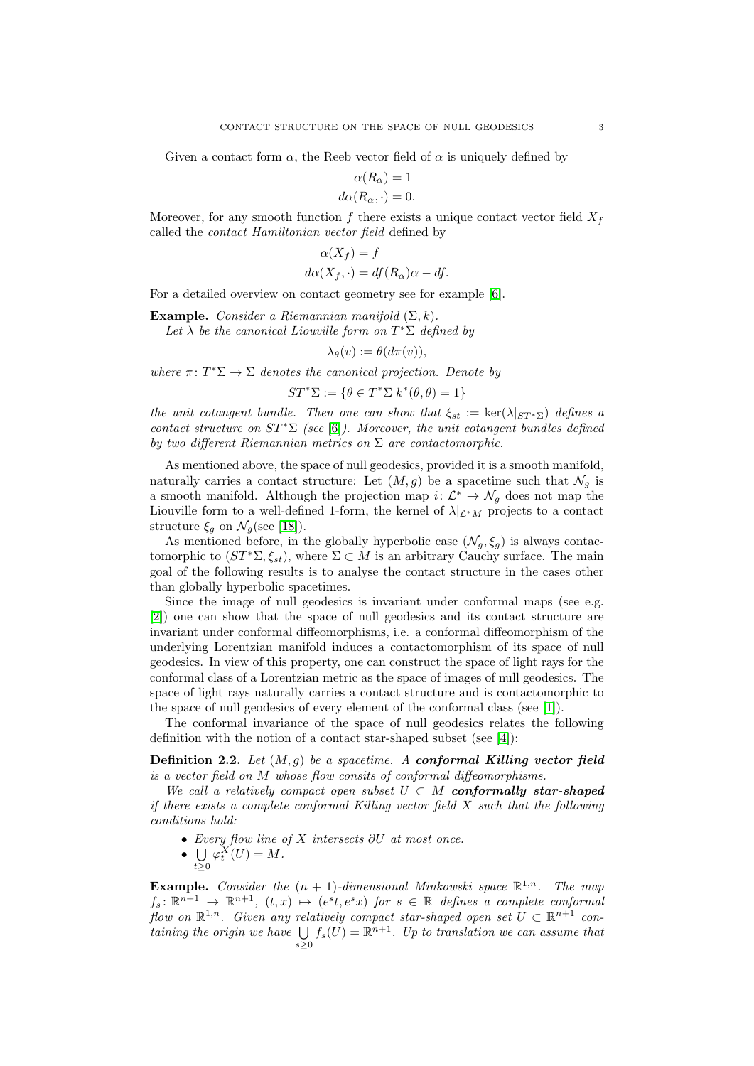Given a contact form $\alpha$, the Reeb vector field of $\alpha$ is uniquely defined by

$$\alpha(R_\alpha) = 1$$
$$d\alpha(R_\alpha, \cdot) = 0.$$

Moreover, for any smooth function $f$ there exists a unique contact vector field $X_f$ called the *contact Hamiltonian vector field* defined by

$$\alpha(X_f) = f$$
$$d\alpha(X_f, \cdot) = df(R_\alpha)\alpha - df.$$

For a detailed overview on contact geometry see for example [6].

**Example.** *Consider a Riemannian manifold $(\Sigma, k)$.*

*Let $\lambda$ be the canonical Liouville form on $T^*\Sigma$ defined by*

$$\lambda_\theta(v) := \theta(d\pi(v)),$$

*where $\pi\colon T^*\Sigma \to \Sigma$ denotes the canonical projection. Denote by*

$$ST^*\Sigma := \{\theta \in T^*\Sigma | k^*(\theta, \theta) = 1\}$$

*the unit cotangent bundle. Then one can show that $\xi_{st} := \ker(\lambda|_{ST^*\Sigma})$ defines a contact structure on $ST^*\Sigma$ (see [6]). Moreover, the unit cotangent bundles defined by two different Riemannian metrics on $\Sigma$ are contactomorphic.*

As mentioned above, the space of null geodesics, provided it is a smooth manifold, naturally carries a contact structure: Let $(M, g)$ be a spacetime such that $\mathcal{N}_g$ is a smooth manifold. Although the projection map $i\colon \mathcal{L}^* \to \mathcal{N}_g$ does not map the Liouville form to a well-defined 1-form, the kernel of $\lambda|_{\mathcal{L}^*M}$ projects to a contact structure $\xi_g$ on $\mathcal{N}_g$(see [18]).

As mentioned before, in the globally hyperbolic case $(\mathcal{N}_g, \xi_g)$ is always contactomorphic to $(ST^*\Sigma, \xi_{st})$, where $\Sigma \subset M$ is an arbitrary Cauchy surface. The main goal of the following results is to analyse the contact structure in the cases other than globally hyperbolic spacetimes.

Since the image of null geodesics is invariant under conformal maps (see e.g. [2]) one can show that the space of null geodesics and its contact structure are invariant under conformal diffeomorphisms, i.e. a conformal diffeomorphism of the underlying Lorentzian manifold induces a contactomorphism of its space of null geodesics. In view of this property, one can construct the space of light rays for the conformal class of a Lorentzian metric as the space of images of null geodesics. The space of light rays naturally carries a contact structure and is contactomorphic to the space of null geodesics of every element of the conformal class (see [1]).

The conformal invariance of the space of null geodesics relates the following definition with the notion of a contact star-shaped subset (see [4]):

**Definition 2.2.** *Let $(M, g)$ be a spacetime. A **conformal Killing vector field** is a vector field on $M$ whose flow consits of conformal diffeomorphisms.*

*We call a relatively compact open subset $U \subset M$ **conformally star-shaped** if there exists a complete conformal Killing vector field $X$ such that the following conditions hold:*

- *Every flow line of $X$ intersects $\partial U$ at most once.*
- $\bigcup_{t \geq 0} \varphi_t^X(U) = M.$

**Example.** *Consider the $(n+1)$-dimensional Minkowski space $\mathbb{R}^{1,n}$. The map $f_s\colon \mathbb{R}^{n+1} \to \mathbb{R}^{n+1}$, $(t, x) \mapsto (e^s t, e^s x)$ for $s \in \mathbb{R}$ defines a complete conformal flow on $\mathbb{R}^{1,n}$. Given any relatively compact star-shaped open set $U \subset \mathbb{R}^{n+1}$ containing the origin we have $\bigcup_{s \geq 0} f_s(U) = \mathbb{R}^{n+1}$. Up to translation we can assume that*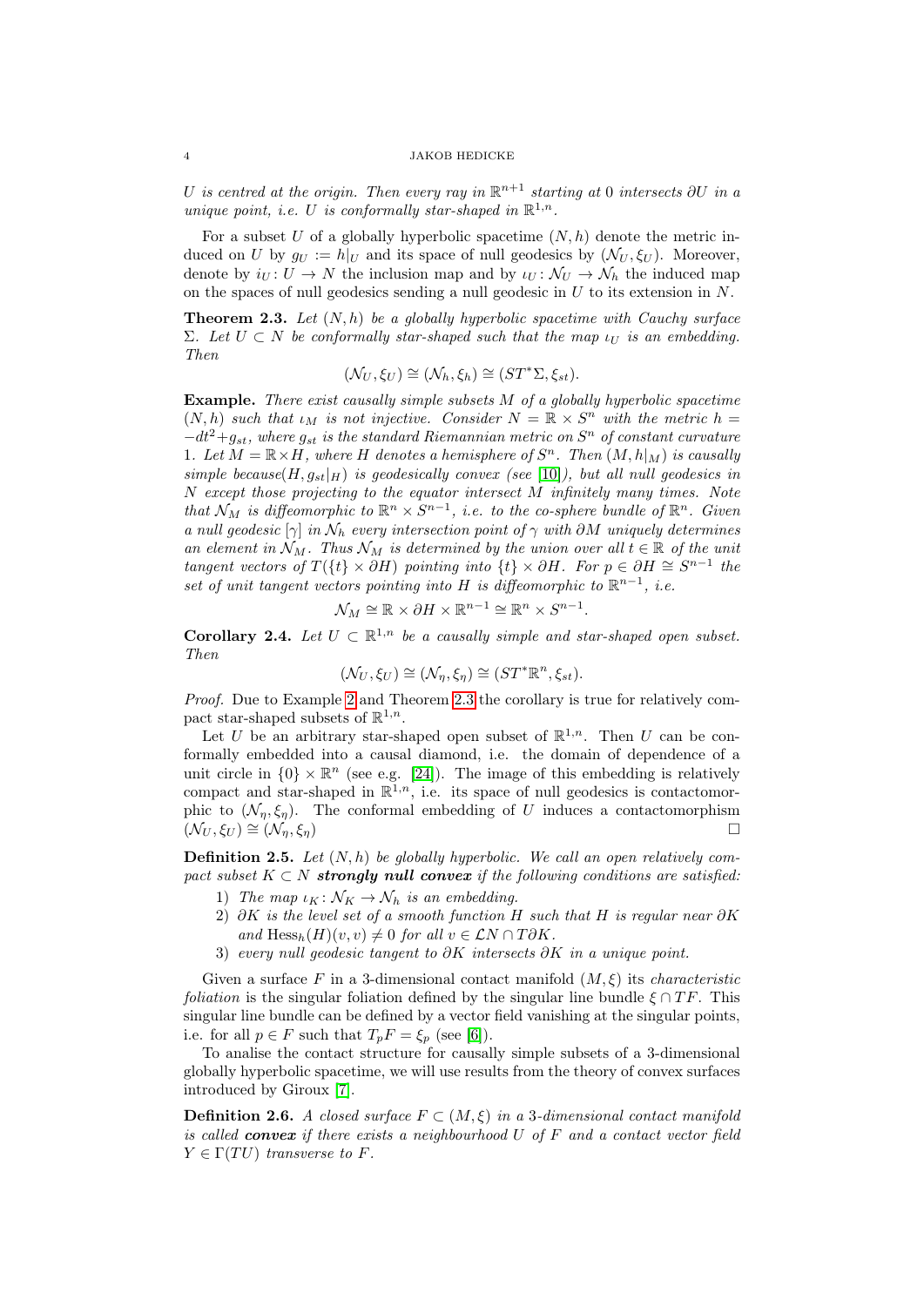*$U$ is centred at the origin. Then every ray in $\mathbb{R}^{n+1}$ starting at $0$ intersects $\partial U$ in a unique point, i.e. $U$ is conformally star-shaped in $\mathbb{R}^{1,n}$.*

For a subset $U$ of a globally hyperbolic spacetime $(N,h)$ denote the metric induced on $U$ by $g_U := h|_U$ and its space of null geodesics by $(\mathcal{N}_U, \xi_U)$. Moreover, denote by $i_U\colon U \to N$ the inclusion map and by $\iota_U\colon \mathcal{N}_U \to \mathcal{N}_h$ the induced map on the spaces of null geodesics sending a null geodesic in $U$ to its extension in $N$.

**Theorem 2.3.** *Let $(N,h)$ be a globally hyperbolic spacetime with Cauchy surface $\Sigma$. Let $U \subset N$ be conformally star-shaped such that the map $\iota_U$ is an embedding. Then*

$$(\mathcal{N}_U, \xi_U) \cong (\mathcal{N}_h, \xi_h) \cong (ST^*\Sigma, \xi_{st}).$$

**Example.** *There exist causally simple subsets $M$ of a globally hyperbolic spacetime $(N,h)$ such that $\iota_M$ is not injective. Consider $N = \mathbb{R} \times S^n$ with the metric $h = -dt^2 + g_{st}$, where $g_{st}$ is the standard Riemannian metric on $S^n$ of constant curvature 1. Let $M = \mathbb{R} \times H$, where $H$ denotes a hemisphere of $S^n$. Then $(M, h|_M)$ is causally simple because$(H, g_{st}|_H)$ is geodesically convex (see [10]), but all null geodesics in $N$ except those projecting to the equator intersect $M$ infinitely many times. Note that $\mathcal{N}_M$ is diffeomorphic to $\mathbb{R}^n \times S^{n-1}$, i.e. to the co-sphere bundle of $\mathbb{R}^n$. Given a null geodesic $[\gamma]$ in $\mathcal{N}_h$ every intersection point of $\gamma$ with $\partial M$ uniquely determines an element in $\mathcal{N}_M$. Thus $\mathcal{N}_M$ is determined by the union over all $t \in \mathbb{R}$ of the unit tangent vectors of $T(\{t\} \times \partial H)$ pointing into $\{t\} \times \partial H$. For $p \in \partial H \cong S^{n-1}$ the set of unit tangent vectors pointing into $H$ is diffeomorphic to $\mathbb{R}^{n-1}$, i.e.*

$$\mathcal{N}_M \cong \mathbb{R} \times \partial H \times \mathbb{R}^{n-1} \cong \mathbb{R}^n \times S^{n-1}.$$

**Corollary 2.4.** *Let $U \subset \mathbb{R}^{1,n}$ be a causally simple and star-shaped open subset. Then*

$$(\mathcal{N}_U, \xi_U) \cong (\mathcal{N}_\eta, \xi_\eta) \cong (ST^*\mathbb{R}^n, \xi_{st}).$$

*Proof.* Due to Example 2 and Theorem 2.3 the corollary is true for relatively compact star-shaped subsets of $\mathbb{R}^{1,n}$.

Let $U$ be an arbitrary star-shaped open subset of $\mathbb{R}^{1,n}$. Then $U$ can be conformally embedded into a causal diamond, i.e. the domain of dependence of a unit circle in $\{0\} \times \mathbb{R}^n$ (see e.g. [24]). The image of this embedding is relatively compact and star-shaped in $\mathbb{R}^{1,n}$, i.e. its space of null geodesics is contactomorphic to $(\mathcal{N}_\eta, \xi_\eta)$. The conformal embedding of $U$ induces a contactomorphism $(\mathcal{N}_U, \xi_U) \cong (\mathcal{N}_\eta, \xi_\eta)$ □

**Definition 2.5.** *Let $(N,h)$ be globally hyperbolic. We call an open relatively compact subset $K \subset N$ **strongly null convex** if the following conditions are satisfied:*

1) *The map $\iota_K\colon \mathcal{N}_K \to \mathcal{N}_h$ is an embedding.*
2) *$\partial K$ is the level set of a smooth function $H$ such that $H$ is regular near $\partial K$ and $\mathrm{Hess}_h(H)(v,v) \neq 0$ for all $v \in \mathcal{L}N \cap T\partial K$.*
3) *every null geodesic tangent to $\partial K$ intersects $\partial K$ in a unique point.*

Given a surface $F$ in a 3-dimensional contact manifold $(M,\xi)$ its *characteristic foliation* is the singular foliation defined by the singular line bundle $\xi \cap TF$. This singular line bundle can be defined by a vector field vanishing at the singular points, i.e. for all $p \in F$ such that $T_pF = \xi_p$ (see [6]).

To analise the contact structure for causally simple subsets of a 3-dimensional globally hyperbolic spacetime, we will use results from the theory of convex surfaces introduced by Giroux [7].

**Definition 2.6.** *A closed surface $F \subset (M,\xi)$ in a 3-dimensional contact manifold is called **convex** if there exists a neighbourhood $U$ of $F$ and a contact vector field $Y \in \Gamma(TU)$ transverse to $F$.*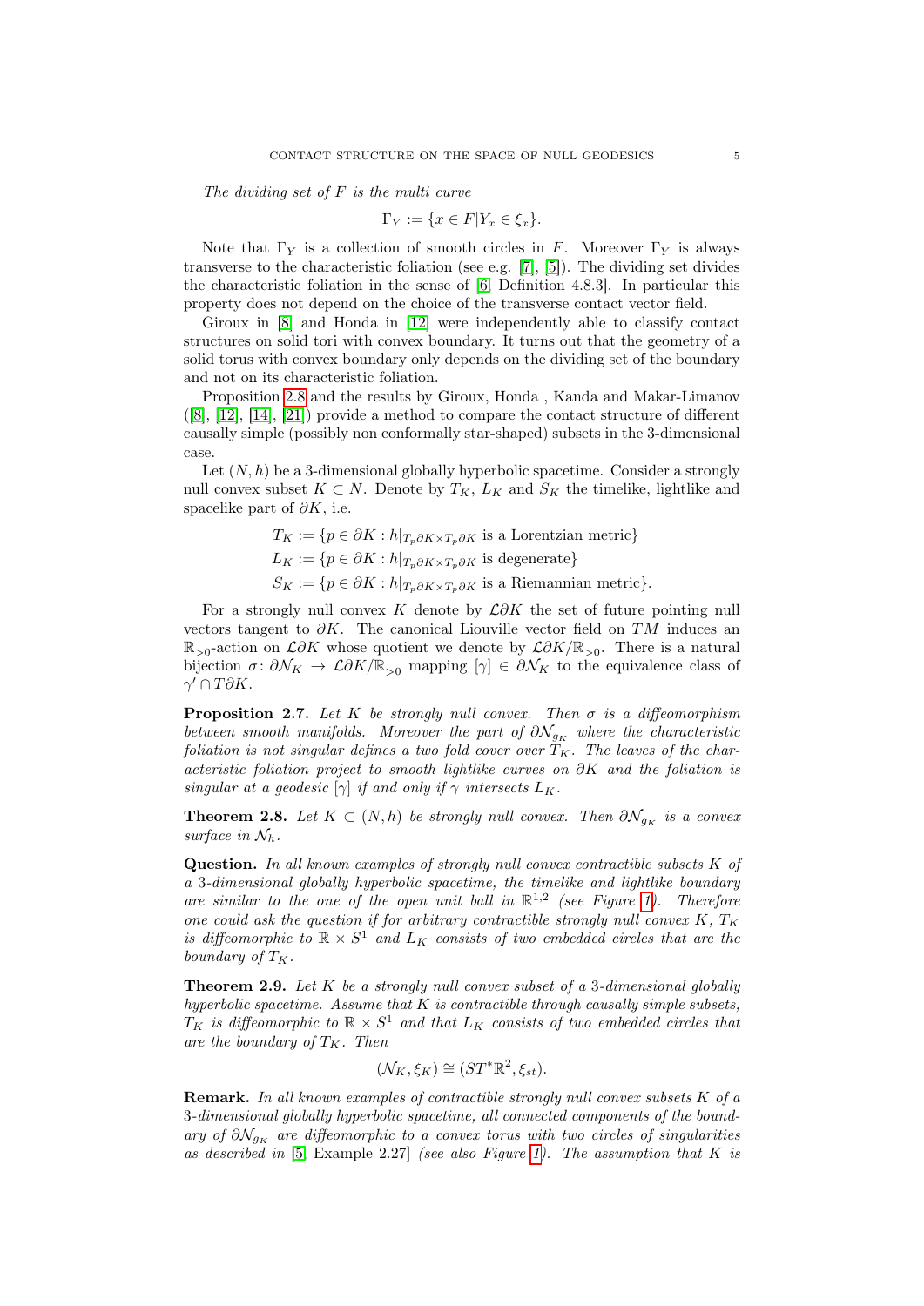*The dividing set of $F$ is the multi curve*

$$\Gamma_Y := \{x \in F | Y_x \in \xi_x\}.$$

Note that $\Gamma_Y$ is a collection of smooth circles in $F$. Moreover $\Gamma_Y$ is always transverse to the characteristic foliation (see e.g. [7], [5]). The dividing set divides the characteristic foliation in the sense of [6, Definition 4.8.3]. In particular this property does not depend on the choice of the transverse contact vector field.

Giroux in [8] and Honda in [12] were independently able to classify contact structures on solid tori with convex boundary. It turns out that the geometry of a solid torus with convex boundary only depends on the dividing set of the boundary and not on its characteristic foliation.

Proposition 2.8 and the results by Giroux, Honda , Kanda and Makar-Limanov ([8], [12], [14], [21]) provide a method to compare the contact structure of different causally simple (possibly non conformally star-shaped) subsets in the 3-dimensional case.

Let $(N, h)$ be a 3-dimensional globally hyperbolic spacetime. Consider a strongly null convex subset $K \subset N$. Denote by $T_K$, $L_K$ and $S_K$ the timelike, lightlike and spacelike part of $\partial K$, i.e.

$$T_K := \{p \in \partial K : h|_{T_p\partial K \times T_p\partial K} \text{ is a Lorentzian metric}\}$$
$$L_K := \{p \in \partial K : h|_{T_p\partial K \times T_p\partial K} \text{ is degenerate}\}$$
$$S_K := \{p \in \partial K : h|_{T_p\partial K \times T_p\partial K} \text{ is a Riemannian metric}\}.$$

For a strongly null convex $K$ denote by $\mathcal{L}\partial K$ the set of future pointing null vectors tangent to $\partial K$. The canonical Liouville vector field on $TM$ induces an $\mathbb{R}_{>0}$-action on $\mathcal{L}\partial K$ whose quotient we denote by $\mathcal{L}\partial K/\mathbb{R}_{>0}$. There is a natural bijection $\sigma\colon \partial\mathcal{N}_K \to \mathcal{L}\partial K/\mathbb{R}_{>0}$ mapping $[\gamma] \in \partial\mathcal{N}_K$ to the equivalence class of $\gamma' \cap T\partial K$.

**Proposition 2.7.** *Let $K$ be strongly null convex. Then $\sigma$ is a diffeomorphism between smooth manifolds. Moreover the part of $\partial\mathcal{N}_{g_K}$ where the characteristic foliation is not singular defines a two fold cover over $T_K$. The leaves of the characteristic foliation project to smooth lightlike curves on $\partial K$ and the foliation is singular at a geodesic $[\gamma]$ if and only if $\gamma$ intersects $L_K$.*

**Theorem 2.8.** *Let $K \subset (N, h)$ be strongly null convex. Then $\partial\mathcal{N}_{g_K}$ is a convex surface in $\mathcal{N}_h$.*

**Question.** *In all known examples of strongly null convex contractible subsets $K$ of a 3-dimensional globally hyperbolic spacetime, the timelike and lightlike boundary are similar to the one of the open unit ball in $\mathbb{R}^{1,2}$ (see Figure 1). Therefore one could ask the question if for arbitrary contractible strongly null convex $K$, $T_K$ is diffeomorphic to $\mathbb{R} \times S^1$ and $L_K$ consists of two embedded circles that are the boundary of $T_K$.*

**Theorem 2.9.** *Let $K$ be a strongly null convex subset of a 3-dimensional globally hyperbolic spacetime. Assume that $K$ is contractible through causally simple subsets, $T_K$ is diffeomorphic to $\mathbb{R} \times S^1$ and that $L_K$ consists of two embedded circles that are the boundary of $T_K$. Then*

$$(\mathcal{N}_K, \xi_K) \cong (ST^*\mathbb{R}^2, \xi_{st}).$$

**Remark.** *In all known examples of contractible strongly null convex subsets $K$ of a 3-dimensional globally hyperbolic spacetime, all connected components of the boundary of $\partial\mathcal{N}_{g_K}$ are diffeomorphic to a convex torus with two circles of singularities as described in* [5, Example 2.27] *(see also Figure 1). The assumption that $K$ is*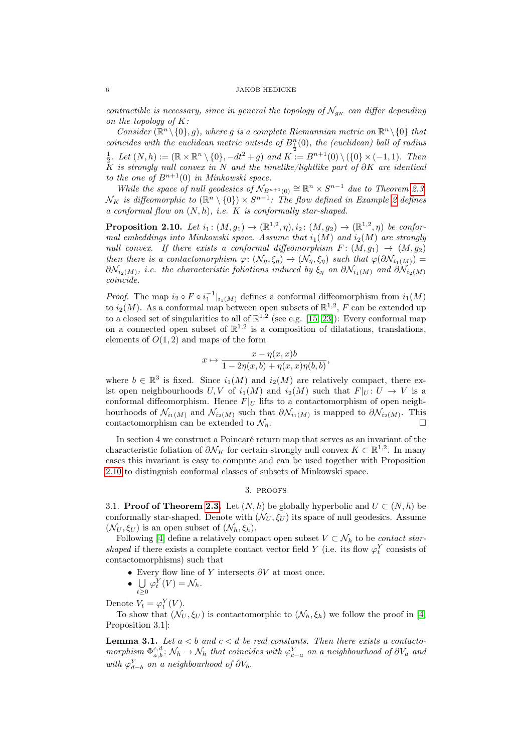*contractible is necessary, since in general the topology of $\mathcal{N}_{g_K}$ can differ depending on the topology of $K$:*

*Consider $(\mathbb{R}^n \setminus \{0\}, g)$, where $g$ is a complete Riemannian metric on $\mathbb{R}^n \setminus \{0\}$ that coincides with the euclidean metric outside of $B^n_{\frac{1}{2}}(0)$, the (euclidean) ball of radius $\frac{1}{2}$. Let $(N, h) := (\mathbb{R} \times \mathbb{R}^n \setminus \{0\}, -dt^2 + g)$ and $K := B^{n+1}(0) \setminus (\{0\} \times (-1, 1)$. Then $K$ is strongly null convex in $N$ and the timelike/lightlike part of $\partial K$ are identical to the one of $B^{n+1}(0)$ in Minkowski space.*

*While the space of null geodesics of $\mathcal{N}_{B^{n+1}(0)} \cong \mathbb{R}^n \times S^{n-1}$ due to Theorem 2.3, $\mathcal{N}_K$ is diffeomorphic to $(\mathbb{R}^n \setminus \{0\}) \times S^{n-1}$: The flow defined in Example 2 defines a conformal flow on $(N, h)$, i.e. $K$ is conformally star-shaped.*

**Proposition 2.10.** *Let $i_1 \colon (M, g_1) \to (\mathbb{R}^{1,2}, \eta), i_2 \colon (M, g_2) \to (\mathbb{R}^{1,2}, \eta)$ be conformal embeddings into Minkowski space. Assume that $i_1(M)$ and $i_2(M)$ are strongly null convex. If there exists a conformal diffeomorphism $F \colon (M, g_1) \to (M, g_2)$ then there is a contactomorphism $\varphi \colon (\mathcal{N}_\eta, \xi_\eta) \to (\mathcal{N}_\eta, \xi_\eta)$ such that $\varphi(\partial \mathcal{N}_{i_1(M)}) = \partial \mathcal{N}_{i_2(M)}$, i.e. the characteristic foliations induced by $\xi_\eta$ on $\partial \mathcal{N}_{i_1(M)}$ and $\partial \mathcal{N}_{i_2(M)}$ coincide.*

*Proof.* The map $i_2 \circ F \circ i_1^{-1}|_{i_1(M)}$ defines a conformal diffeomorphism from $i_1(M)$ to $i_2(M)$. As a conformal map between open subsets of $\mathbb{R}^{1,2}$, $F$ can be extended up to a closed set of singularities to all of $\mathbb{R}^{1,2}$ (see e.g. [15, 23]): Every conformal map on a connected open subset of $\mathbb{R}^{1,2}$ is a composition of dilatations, translations, elements of $O(1,2)$ and maps of the form

$$x \mapsto \frac{x - \eta(x, x)b}{1 - 2\eta(x, b) + \eta(x, x)\eta(b, b)},$$

where $b \in \mathbb{R}^3$ is fixed. Since $i_1(M)$ and $i_2(M)$ are relatively compact, there exist open neighbourhoods $U, V$ of $i_1(M)$ and $i_2(M)$ such that $F|_U \colon U \to V$ is a conformal diffeomorphism. Hence $F|_U$ lifts to a contactomorphism of open neighbourhoods of $\mathcal{N}_{i_1(M)}$ and $\mathcal{N}_{i_2(M)}$ such that $\partial \mathcal{N}_{i_1(M)}$ is mapped to $\partial \mathcal{N}_{i_2(M)}$. This contactomorphism can be extended to $\mathcal{N}_\eta$. $\square$

In section 4 we construct a Poincaré return map that serves as an invariant of the characteristic foliation of $\partial \mathcal{N}_K$ for certain strongly null convex $K \subset \mathbb{R}^{1,2}$. In many cases this invariant is easy to compute and can be used together with Proposition 2.10 to distinguish conformal classes of subsets of Minkowski space.

## 3. Proofs

### 3.1. Proof of Theorem 2.3.

Let $(N, h)$ be globally hyperbolic and $U \subset (N, h)$ be conformally star-shaped. Denote with $(\mathcal{N}_U, \xi_U)$ its space of null geodesics. Assume $(\mathcal{N}_U, \xi_U)$ is an open subset of $(\mathcal{N}_h, \xi_h)$.

Following [4] define a relatively compact open subset $V \subset \mathcal{N}_h$ to be *contact star-shaped* if there exists a complete contact vector field $Y$ (i.e. its flow $\varphi^Y_t$ consists of contactomorphisms) such that

- Every flow line of $Y$ intersects $\partial V$ at most once.
- $\bigcup\limits_{t \geq 0} \varphi^Y_t(V) = \mathcal{N}_h$.

Denote $V_t = \varphi^Y_t(V)$.

To show that $(\mathcal{N}_U, \xi_U)$ is contactomorphic to $(\mathcal{N}_h, \xi_h)$ we follow the proof in [4, Proposition 3.1]:

**Lemma 3.1.** *Let $a < b$ and $c < d$ be real constants. Then there exists a contactomorphism $\Phi^{c,d}_{a,b} \colon \mathcal{N}_h \to \mathcal{N}_h$ that coincides with $\varphi^Y_{c-a}$ on a neighbourhood of $\partial V_a$ and with $\varphi^Y_{d-b}$ on a neighbourhood of $\partial V_b$.*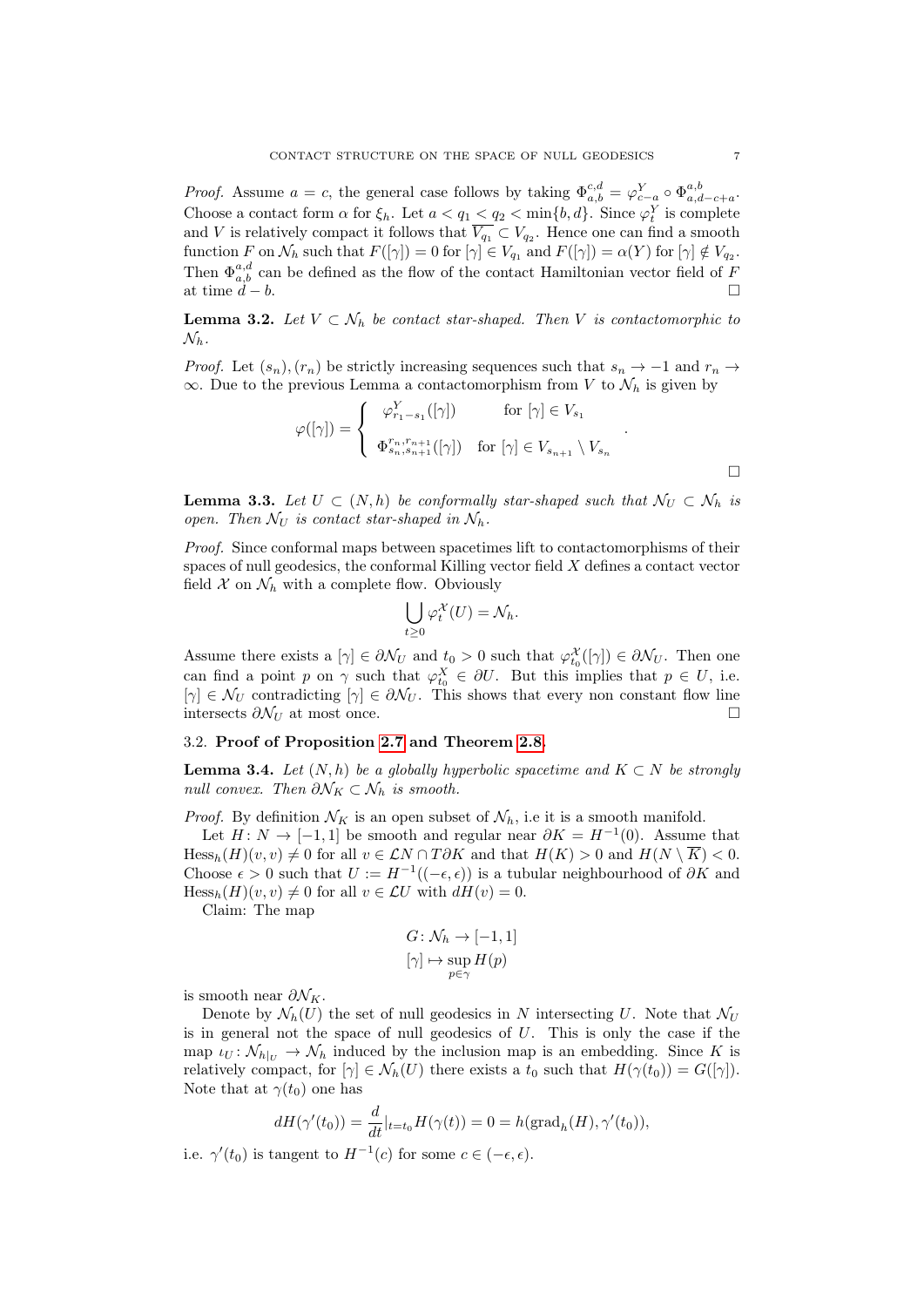*Proof.* Assume $a = c$, the general case follows by taking $\Phi^{c,d}_{a,b} = \varphi^Y_{c-a} \circ \Phi^{a,b}_{a,d-c+a}$. Choose a contact form $\alpha$ for $\xi_h$. Let $a < q_1 < q_2 < \min\{b, d\}$. Since $\varphi^Y_t$ is complete and $V$ is relatively compact it follows that $\overline{V_{q_1}} \subset V_{q_2}$. Hence one can find a smooth function $F$ on $\mathcal{N}_h$ such that $F([\gamma]) = 0$ for $[\gamma] \in V_{q_1}$ and $F([\gamma]) = \alpha(Y)$ for $[\gamma] \notin V_{q_2}$. Then $\Phi^{a,d}_{a,b}$ can be defined as the flow of the contact Hamiltonian vector field of $F$ at time $d - b$. □

**Lemma 3.2.** *Let $V \subset \mathcal{N}_h$ be contact star-shaped. Then $V$ is contactomorphic to $\mathcal{N}_h$.*

*Proof.* Let $(s_n), (r_n)$ be strictly increasing sequences such that $s_n \to -1$ and $r_n \to \infty$. Due to the previous Lemma a contactomorphism from $V$ to $\mathcal{N}_h$ is given by

$$\varphi([\gamma]) = \begin{cases} \varphi^Y_{r_1 - s_1}([\gamma]) & \text{for } [\gamma] \in V_{s_1} \\ \Phi^{r_n, r_{n+1}}_{s_n, s_{n+1}}([\gamma]) & \text{for } [\gamma] \in V_{s_{n+1}} \setminus V_{s_n} \end{cases}.$$

□

**Lemma 3.3.** *Let $U \subset (N, h)$ be conformally star-shaped such that $\mathcal{N}_U \subset \mathcal{N}_h$ is open. Then $\mathcal{N}_U$ is contact star-shaped in $\mathcal{N}_h$.*

*Proof.* Since conformal maps between spacetimes lift to contactomorphisms of their spaces of null geodesics, the conformal Killing vector field $X$ defines a contact vector field $\mathcal{X}$ on $\mathcal{N}_h$ with a complete flow. Obviously

$$\bigcup_{t \geq 0} \varphi^{\mathcal{X}}_t(U) = \mathcal{N}_h.$$

Assume there exists a $[\gamma] \in \partial\mathcal{N}_U$ and $t_0 > 0$ such that $\varphi^{\mathcal{X}}_{t_0}([\gamma]) \in \partial\mathcal{N}_U$. Then one can find a point $p$ on $\gamma$ such that $\varphi^X_{t_0} \in \partial U$. But this implies that $p \in U$, i.e. $[\gamma] \in \mathcal{N}_U$ contradicting $[\gamma] \in \partial\mathcal{N}_U$. This shows that every non constant flow line intersects $\partial\mathcal{N}_U$ at most once. □

### 3.2. Proof of Proposition 2.7 and Theorem 2.8.

**Lemma 3.4.** *Let $(N, h)$ be a globally hyperbolic spacetime and $K \subset N$ be strongly null convex. Then $\partial\mathcal{N}_K \subset \mathcal{N}_h$ is smooth.*

*Proof.* By definition $\mathcal{N}_K$ is an open subset of $\mathcal{N}_h$, i.e it is a smooth manifold.

Let $H \colon N \to [-1, 1]$ be smooth and regular near $\partial K = H^{-1}(0)$. Assume that $\mathrm{Hess}_h(H)(v, v) \neq 0$ for all $v \in \mathcal{L}N \cap T\partial K$ and that $H(K) > 0$ and $H(N \setminus \overline{K}) < 0$. Choose $\epsilon > 0$ such that $U := H^{-1}((-\epsilon, \epsilon))$ is a tubular neighbourhood of $\partial K$ and $\mathrm{Hess}_h(H)(v, v) \neq 0$ for all $v \in \mathcal{L}U$ with $dH(v) = 0$.

Claim: The map

$$G \colon \mathcal{N}_h \to [-1, 1]$$
$$[\gamma] \mapsto \sup_{p \in \gamma} H(p)$$

is smooth near $\partial\mathcal{N}_K$.

Denote by $\mathcal{N}_h(U)$ the set of null geodesics in $N$ intersecting $U$. Note that $\mathcal{N}_U$ is in general not the space of null geodesics of $U$. This is only the case if the map $\iota_U \colon \mathcal{N}_{h|_U} \to \mathcal{N}_h$ induced by the inclusion map is an embedding. Since $K$ is relatively compact, for $[\gamma] \in \mathcal{N}_h(U)$ there exists a $t_0$ such that $H(\gamma(t_0)) = G([\gamma])$. Note that at $\gamma(t_0)$ one has

$$dH(\gamma'(t_0)) = \frac{d}{dt}|_{t=t_0} H(\gamma(t)) = 0 = h(\mathrm{grad}_h(H), \gamma'(t_0)),$$

i.e. $\gamma'(t_0)$ is tangent to $H^{-1}(c)$ for some $c \in (-\epsilon, \epsilon)$.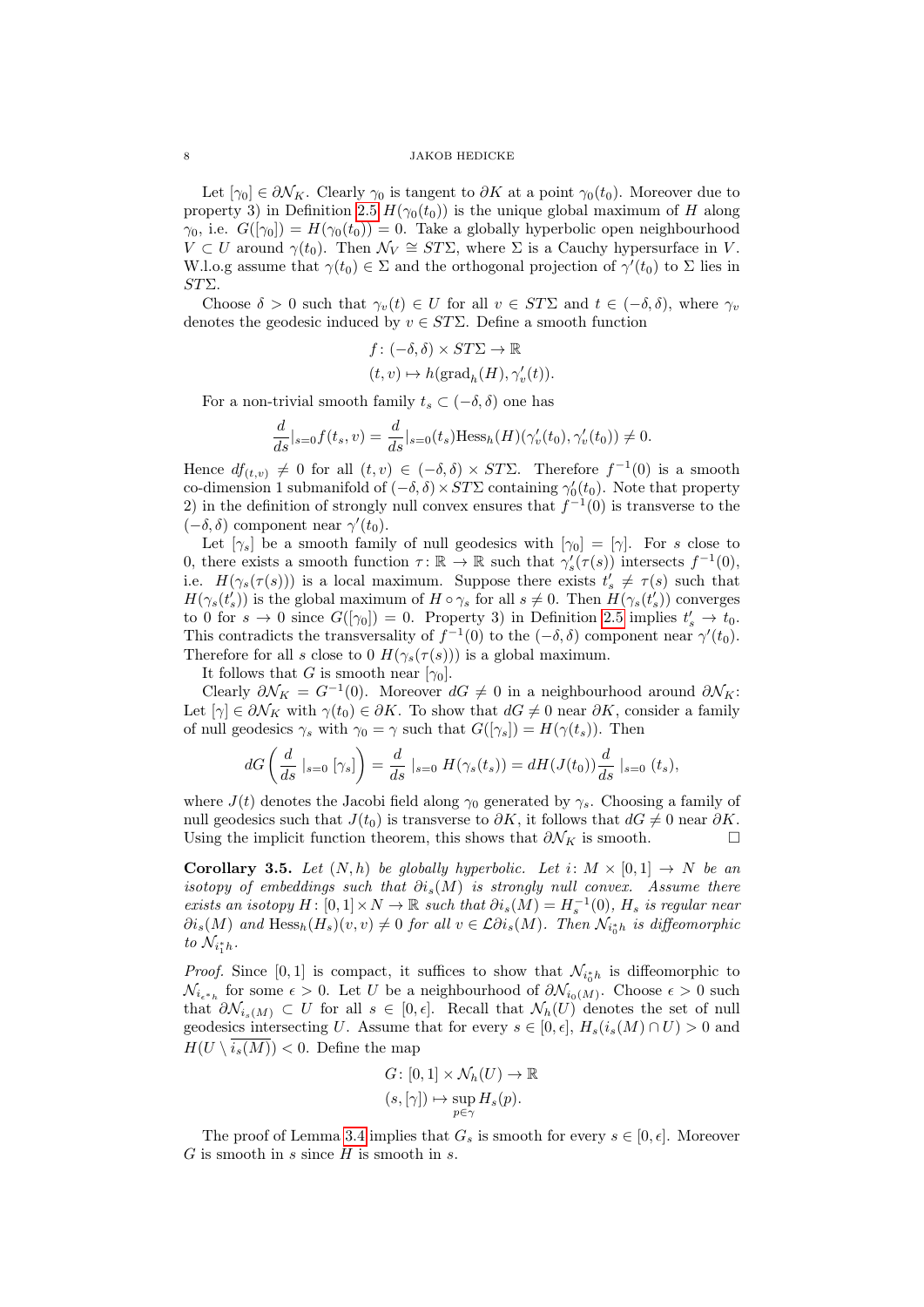Let $[\gamma_0] \in \partial\mathcal{N}_K$. Clearly $\gamma_0$ is tangent to $\partial K$ at a point $\gamma_0(t_0)$. Moreover due to property 3) in Definition 2.5 $H(\gamma_0(t_0))$ is the unique global maximum of $H$ along $\gamma_0$, i.e. $G([\gamma_0]) = H(\gamma_0(t_0)) = 0$. Take a globally hyperbolic open neighbourhood $V \subset U$ around $\gamma(t_0)$. Then $\mathcal{N}_V \cong ST\Sigma$, where $\Sigma$ is a Cauchy hypersurface in $V$. W.l.o.g assume that $\gamma(t_0) \in \Sigma$ and the orthogonal projection of $\gamma'(t_0)$ to $\Sigma$ lies in $ST\Sigma$.

Choose $\delta > 0$ such that $\gamma_v(t) \in U$ for all $v \in ST\Sigma$ and $t \in (-\delta, \delta)$, where $\gamma_v$ denotes the geodesic induced by $v \in ST\Sigma$. Define a smooth function

$$
\begin{aligned}
f \colon (-\delta,\delta) \times ST\Sigma &\to \mathbb{R} \\
(t, v) &\mapsto h(\mathrm{grad}_h(H), \gamma_v'(t)).
\end{aligned}
$$

For a non-trivial smooth family $t_s \subset (-\delta, \delta)$ one has

$$
\frac{d}{ds}|_{s=0} f(t_s, v) = \frac{d}{ds}|_{s=0}(t_s)\mathrm{Hess}_h(H)(\gamma_v'(t_0), \gamma_v'(t_0)) \neq 0.
$$

Hence $df_{(t,v)} \neq 0$ for all $(t, v) \in (-\delta, \delta) \times ST\Sigma$. Therefore $f^{-1}(0)$ is a smooth co-dimension 1 submanifold of $(-\delta, \delta) \times ST\Sigma$ containing $\gamma_0'(t_0)$. Note that property 2) in the definition of strongly null convex ensures that $f^{-1}(0)$ is transverse to the $(-\delta, \delta)$ component near $\gamma'(t_0)$.

Let $[\gamma_s]$ be a smooth family of null geodesics with $[\gamma_0] = [\gamma]$. For $s$ close to 0, there exists a smooth function $\tau \colon \mathbb{R} \to \mathbb{R}$ such that $\gamma_s'(\tau(s))$ intersects $f^{-1}(0)$, i.e. $H(\gamma_s(\tau(s)))$ is a local maximum. Suppose there exists $t_s' \neq \tau(s)$ such that $H(\gamma_s(t_s'))$ is the global maximum of $H \circ \gamma_s$ for all $s \neq 0$. Then $H(\gamma_s(t_s'))$ converges to 0 for $s \to 0$ since $G([\gamma_0]) = 0$. Property 3) in Definition 2.5 implies $t_s' \to t_0$. This contradicts the transversality of $f^{-1}(0)$ to the $(-\delta, \delta)$ component near $\gamma'(t_0)$. Therefore for all $s$ close to 0 $H(\gamma_s(\tau(s)))$ is a global maximum.

It follows that $G$ is smooth near $[\gamma_0]$.

Clearly $\partial\mathcal{N}_K = G^{-1}(0)$. Moreover $dG \neq 0$ in a neighbourhood around $\partial\mathcal{N}_K$: Let $[\gamma] \in \partial\mathcal{N}_K$ with $\gamma(t_0) \in \partial K$. To show that $dG \neq 0$ near $\partial K$, consider a family of null geodesics $\gamma_s$ with $\gamma_0 = \gamma$ such that $G([\gamma_s]) = H(\gamma(t_s))$. Then

$$
dG\left(\frac{d}{ds}\mid_{s=0}[\gamma_s]\right) = \frac{d}{ds}\mid_{s=0} H(\gamma_s(t_s)) = dH(J(t_0))\frac{d}{ds}\mid_{s=0}(t_s),
$$

where $J(t)$ denotes the Jacobi field along $\gamma_0$ generated by $\gamma_s$. Choosing a family of null geodesics such that $J(t_0)$ is transverse to $\partial K$, it follows that $dG \neq 0$ near $\partial K$. Using the implicit function theorem, this shows that $\partial\mathcal{N}_K$ is smooth. $\square$

**Corollary 3.5.** *Let $(N, h)$ be globally hyperbolic. Let $i \colon M \times [0, 1] \to N$ be an isotopy of embeddings such that $\partial i_s(M)$ is strongly null convex. Assume there exists an isotopy $H \colon [0, 1] \times N \to \mathbb{R}$ such that $\partial i_s(M) = H_s^{-1}(0)$, $H_s$ is regular near $\partial i_s(M)$ and $\mathrm{Hess}_h(H_s)(v, v) \neq 0$ for all $v \in \mathcal{L}\partial i_s(M)$. Then $\mathcal{N}_{i_0^* h}$ is diffeomorphic to $\mathcal{N}_{i_1^* h}$.*

*Proof.* Since $[0, 1]$ is compact, it suffices to show that $\mathcal{N}_{i_0^* h}$ is diffeomorphic to $\mathcal{N}_{i_{\epsilon}^* h}$ for some $\epsilon > 0$. Let $U$ be a neighbourhood of $\partial\mathcal{N}_{i_0(M)}$. Choose $\epsilon > 0$ such that $\partial\mathcal{N}_{i_s(M)} \subset U$ for all $s \in [0, \epsilon]$. Recall that $\mathcal{N}_h(U)$ denotes the set of null geodesics intersecting $U$. Assume that for every $s \in [0, \epsilon]$, $H_s(i_s(M) \cap U) > 0$ and $H(U \setminus \overline{i_s(M)}) < 0$. Define the map

$$
\begin{aligned}
G \colon [0, 1] \times \mathcal{N}_h(U) &\to \mathbb{R} \\
(s, [\gamma]) &\mapsto \sup_{p \in \gamma} H_s(p).
\end{aligned}
$$

The proof of Lemma 3.4 implies that $G_s$ is smooth for every $s \in [0, \epsilon]$. Moreover $G$ is smooth in $s$ since $H$ is smooth in $s$.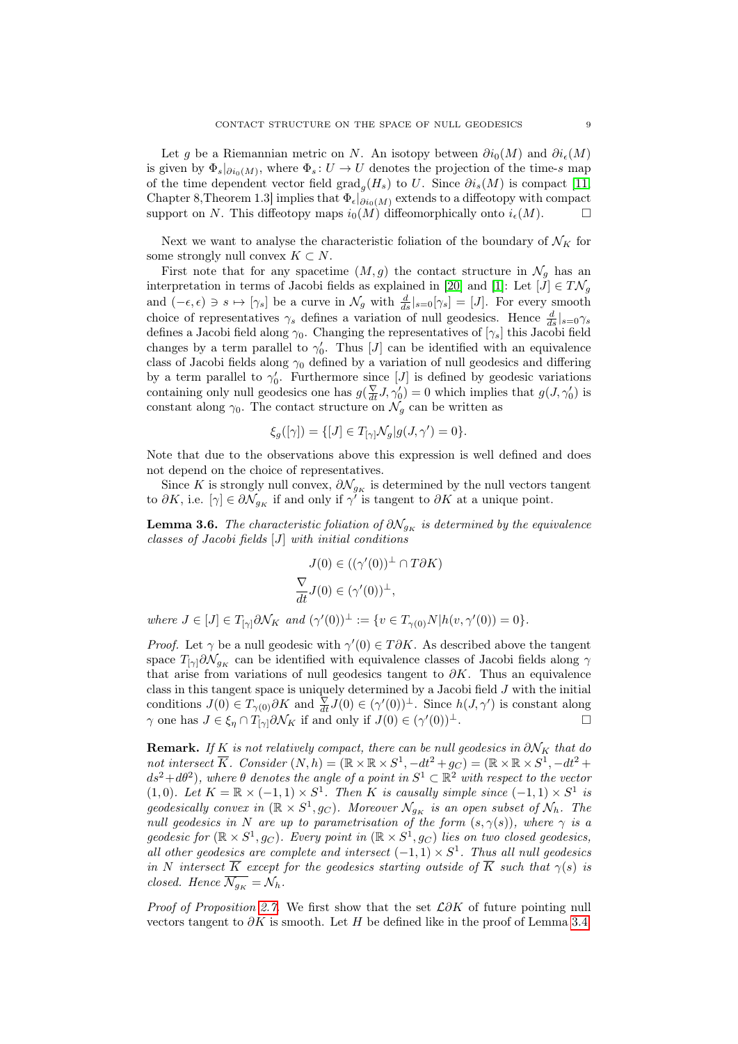Let $g$ be a Riemannian metric on $N$. An isotopy between $\partial i_0(M)$ and $\partial i_\epsilon(M)$ is given by $\Phi_s|_{\partial i_0(M)}$, where $\Phi_s\colon U \to U$ denotes the projection of the time-$s$ map of the time dependent vector field $\mathrm{grad}_g(H_s)$ to $U$. Since $\partial i_s(M)$ is compact [11, Chapter 8,Theorem 1.3] implies that $\Phi_\epsilon|_{\partial i_0(M)}$ extends to a diffeotopy with compact support on $N$. This diffeotopy maps $i_0(M)$ diffeomorphically onto $i_\epsilon(M)$. $\square$

Next we want to analyse the characteristic foliation of the boundary of $\mathcal{N}_K$ for some strongly null convex $K \subset N$.

First note that for any spacetime $(M, g)$ the contact structure in $\mathcal{N}_g$ has an interpretation in terms of Jacobi fields as explained in [20] and [1]: Let $[J] \in T\mathcal{N}_g$ and $(-\epsilon, \epsilon) \ni s \mapsto [\gamma_s]$ be a curve in $\mathcal{N}_g$ with $\frac{d}{ds}|_{s=0}[\gamma_s] = [J]$. For every smooth choice of representatives $\gamma_s$ defines a variation of null geodesics. Hence $\frac{d}{ds}|_{s=0}\gamma_s$ defines a Jacobi field along $\gamma_0$. Changing the representatives of $[\gamma_s]$ this Jacobi field changes by a term parallel to $\gamma_0'$. Thus $[J]$ can be identified with an equivalence class of Jacobi fields along $\gamma_0$ defined by a variation of null geodesics and differing by a term parallel to $\gamma_0'$. Furthermore since $[J]$ is defined by geodesic variations containing only null geodesics one has $g(\frac{\nabla}{dt}J, \gamma_0') = 0$ which implies that $g(J, \gamma_0')$ is constant along $\gamma_0$. The contact structure on $\mathcal{N}_g$ can be written as

$$\xi_g([\gamma]) = \{[J] \in T_{[\gamma]}\mathcal{N}_g | g(J, \gamma') = 0\}.$$

Note that due to the observations above this expression is well defined and does not depend on the choice of representatives.

Since $K$ is strongly null convex, $\partial\mathcal{N}_{g_K}$ is determined by the null vectors tangent to $\partial K$, i.e. $[\gamma] \in \partial\mathcal{N}_{g_K}$ if and only if $\gamma'$ is tangent to $\partial K$ at a unique point.

**Lemma 3.6.** *The characteristic foliation of $\partial\mathcal{N}_{g_K}$ is determined by the equivalence classes of Jacobi fields $[J]$ with initial conditions*

$$J(0) \in ((\gamma'(0))^\perp \cap T\partial K)$$
$$\frac{\nabla}{dt}J(0) \in (\gamma'(0))^\perp,$$

*where $J \in [J] \in T_{[\gamma]}\partial\mathcal{N}_K$ and $(\gamma'(0))^\perp := \{v \in T_{\gamma(0)}N | h(v, \gamma'(0)) = 0\}$.*

*Proof.* Let $\gamma$ be a null geodesic with $\gamma'(0) \in T\partial K$. As described above the tangent space $T_{[\gamma]}\partial\mathcal{N}_{g_K}$ can be identified with equivalence classes of Jacobi fields along $\gamma$ that arise from variations of null geodesics tangent to $\partial K$. Thus an equivalence class in this tangent space is uniquely determined by a Jacobi field $J$ with the initial conditions $J(0) \in T_{\gamma(0)}\partial K$ and $\frac{\nabla}{dt}J(0) \in (\gamma'(0))^\perp$. Since $h(J, \gamma')$ is constant along $\gamma$ one has $J \in \xi_\eta \cap T_{[\gamma]}\partial\mathcal{N}_K$ if and only if $J(0) \in (\gamma'(0))^\perp$. $\square$

**Remark.** *If $K$ is not relatively compact, there can be null geodesics in $\partial\mathcal{N}_K$ that do not intersect $\overline{K}$. Consider $(N, h) = (\mathbb{R} \times \mathbb{R} \times S^1, -dt^2 + g_C) = (\mathbb{R} \times \mathbb{R} \times S^1, -dt^2 + ds^2 + d\theta^2)$, where $\theta$ denotes the angle of a point in $S^1 \subset \mathbb{R}^2$ with respect to the vector $(1, 0)$. Let $K = \mathbb{R} \times (-1, 1) \times S^1$. Then $K$ is causally simple since $(-1, 1) \times S^1$ is geodesically convex in $(\mathbb{R} \times S^1, g_C)$. Moreover $\mathcal{N}_{g_K}$ is an open subset of $\mathcal{N}_h$. The null geodesics in $N$ are up to parametrisation of the form $(s, \gamma(s))$, where $\gamma$ is a geodesic for $(\mathbb{R} \times S^1, g_C)$. Every point in $(\mathbb{R} \times S^1, g_C)$ lies on two closed geodesics, all other geodesics are complete and intersect $(-1, 1) \times S^1$. Thus all null geodesics in $N$ intersect $\overline{K}$ except for the geodesics starting outside of $\overline{K}$ such that $\gamma(s)$ is closed. Hence $\overline{\mathcal{N}_{g_K}} = \mathcal{N}_h$.*

*Proof of Proposition 2.7.* We first show that the set $\mathcal{L}\partial K$ of future pointing null vectors tangent to $\partial K$ is smooth. Let $H$ be defined like in the proof of Lemma 3.4.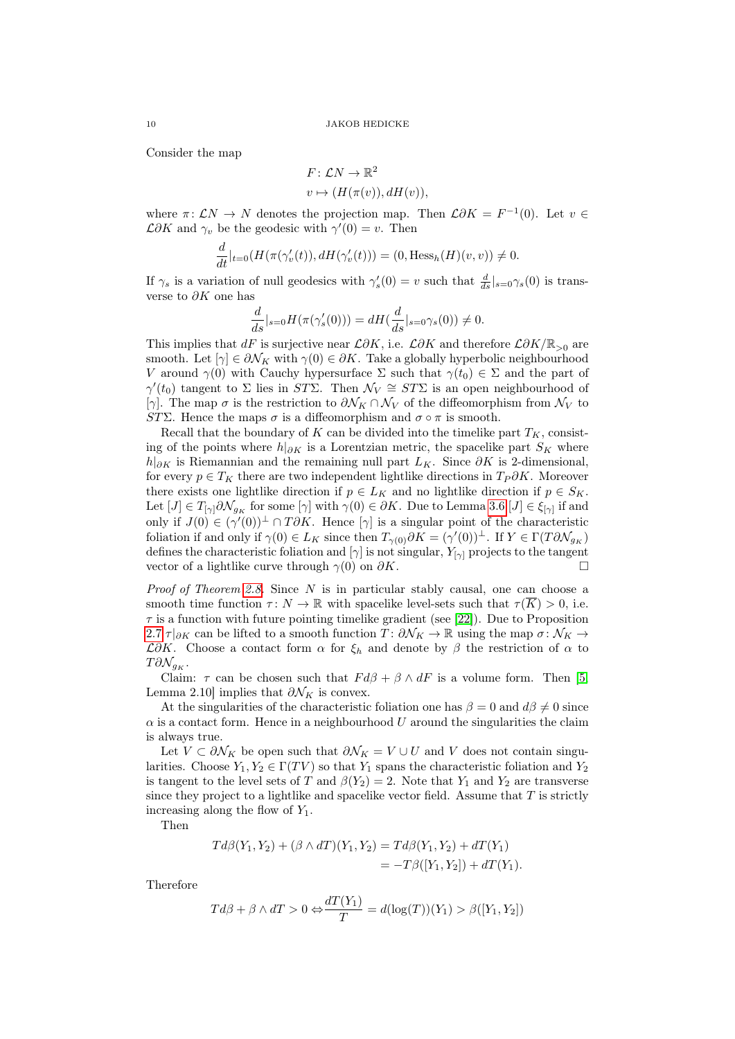Consider the map

$$
\begin{aligned}
F\colon \mathcal{L}N &\to \mathbb{R}^2\\
v &\mapsto (H(\pi(v)), dH(v)),
\end{aligned}
$$

where $\pi\colon \mathcal{L}N \to N$ denotes the projection map. Then $\mathcal{L}\partial K = F^{-1}(0)$. Let $v \in \mathcal{L}\partial K$ and $\gamma_v$ be the geodesic with $\gamma'(0) = v$. Then

$$
\frac{d}{dt}|_{t=0}(H(\pi(\gamma_v'(t)), dH(\gamma_v'(t))) = (0, \mathrm{Hess}_h(H)(v,v)) \neq 0.
$$

If $\gamma_s$ is a variation of null geodesics with $\gamma_s'(0) = v$ such that $\frac{d}{ds}|_{s=0}\gamma_s(0)$ is transverse to $\partial K$ one has

$$
\frac{d}{ds}|_{s=0}H(\pi(\gamma_s'(0))) = dH(\frac{d}{ds}|_{s=0}\gamma_s(0)) \neq 0.
$$

This implies that $dF$ is surjective near $\mathcal{L}\partial K$, i.e. $\mathcal{L}\partial K$ and therefore $\mathcal{L}\partial K/\mathbb{R}_{>0}$ are smooth. Let $[\gamma] \in \partial\mathcal{N}_K$ with $\gamma(0) \in \partial K$. Take a globally hyperbolic neighbourhood $V$ around $\gamma(0)$ with Cauchy hypersurface $\Sigma$ such that $\gamma(t_0) \in \Sigma$ and the part of $\gamma'(t_0)$ tangent to $\Sigma$ lies in $ST\Sigma$. Then $\mathcal{N}_V \cong ST\Sigma$ is an open neighbourhood of $[\gamma]$. The map $\sigma$ is the restriction to $\partial\mathcal{N}_K \cap \mathcal{N}_V$ of the diffeomorphism from $\mathcal{N}_V$ to $ST\Sigma$. Hence the maps $\sigma$ is a diffeomorphism and $\sigma \circ \pi$ is smooth.

Recall that the boundary of $K$ can be divided into the timelike part $T_K$, consisting of the points where $h|_{\partial K}$ is a Lorentzian metric, the spacelike part $S_K$ where $h|_{\partial K}$ is Riemannian and the remaining null part $L_K$. Since $\partial K$ is 2-dimensional, for every $p \in T_K$ there are two independent lightlike directions in $T_P\partial K$. Moreover there exists one lightlike direction if $p \in L_K$ and no lightlike direction if $p \in S_K$. Let $[J] \in T_{[\gamma]}\partial\mathcal{N}_{g_K}$ for some $[\gamma]$ with $\gamma(0) \in \partial K$. Due to Lemma 3.6 $[J] \in \xi_{[\gamma]}$ if and only if $J(0) \in (\gamma'(0))^\perp \cap T\partial K$. Hence $[\gamma]$ is a singular point of the characteristic foliation if and only if $\gamma(0) \in L_K$ since then $T_{\gamma(0)}\partial K = (\gamma'(0))^\perp$. If $Y \in \Gamma(T\partial\mathcal{N}_{g_K})$ defines the characteristic foliation and $[\gamma]$ is not singular, $Y_{[\gamma]}$ projects to the tangent vector of a lightlike curve through $\gamma(0)$ on $\partial K$. □

*Proof of Theorem 2.8.* Since $N$ is in particular stably causal, one can choose a smooth time function $\tau\colon N \to \mathbb{R}$ with spacelike level-sets such that $\tau(\overline{K}) > 0$, i.e. $\tau$ is a function with future pointing timelike gradient (see [22]). Due to Proposition 2.7 $\tau|_{\partial K}$ can be lifted to a smooth function $T\colon \partial\mathcal{N}_K \to \mathbb{R}$ using the map $\sigma\colon \mathcal{N}_K \to \mathcal{L}\partial K$. Choose a contact form $\alpha$ for $\xi_h$ and denote by $\beta$ the restriction of $\alpha$ to $T\partial\mathcal{N}_{g_K}$.

Claim: $\tau$ can be chosen such that $Fd\beta + \beta \wedge dF$ is a volume form. Then [5, Lemma 2.10] implies that $\partial\mathcal{N}_K$ is convex.

At the singularities of the characteristic foliation one has $\beta = 0$ and $d\beta \neq 0$ since $\alpha$ is a contact form. Hence in a neighbourhood $U$ around the singularities the claim is always true.

Let $V \subset \partial\mathcal{N}_K$ be open such that $\partial\mathcal{N}_K = V \cup U$ and $V$ does not contain singularities. Choose $Y_1, Y_2 \in \Gamma(TV)$ so that $Y_1$ spans the characteristic foliation and $Y_2$ is tangent to the level sets of $T$ and $\beta(Y_2) = 2$. Note that $Y_1$ and $Y_2$ are transverse since they project to a lightlike and spacelike vector field. Assume that $T$ is strictly increasing along the flow of $Y_1$.

Then

$$
\begin{aligned}
Td\beta(Y_1, Y_2) + (\beta \wedge dT)(Y_1, Y_2) &= Td\beta(Y_1, Y_2) + dT(Y_1)\\
&= -T\beta([Y_1, Y_2]) + dT(Y_1).
\end{aligned}
$$

Therefore

$$
Td\beta + \beta \wedge dT > 0 \Leftrightarrow \frac{dT(Y_1)}{T} = d(\log(T))(Y_1) > \beta([Y_1, Y_2])
$$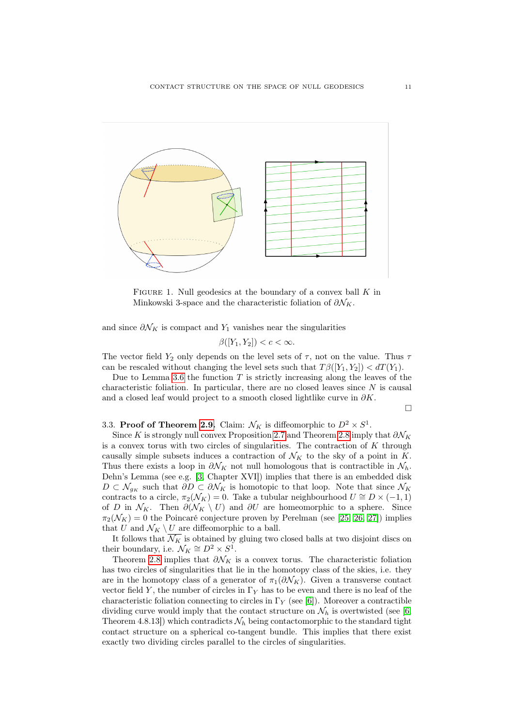FIGURE 1. Null geodesics at the boundary of a convex ball $K$ in Minkowski 3-space and the characteristic foliation of $\partial\mathcal{N}_K$.

and since $\partial\mathcal{N}_K$ is compact and $Y_1$ vanishes near the singularities

$$\beta([Y_1, Y_2]) < c < \infty.$$

The vector field $Y_2$ only depends on the level sets of $\tau$, not on the value. Thus $\tau$ can be rescaled without changing the level sets such that $T\beta([Y_1, Y_2]) < dT(Y_1)$.

Due to Lemma 3.6 the function $T$ is strictly increasing along the leaves of the characteristic foliation. In particular, there are no closed leaves since $N$ is causal and a closed leaf would project to a smooth closed lightlike curve in $\partial K$.

□

3.3. **Proof of Theorem 2.9.** Claim: $\mathcal{N}_K$ is diffeomorphic to $D^2 \times S^1$.

Since $K$ is strongly null convex Proposition 2.7 and Theorem 2.8 imply that $\partial\mathcal{N}_K$ is a convex torus with two circles of singularities. The contraction of $K$ through causally simple subsets induces a contraction of $\mathcal{N}_K$ to the sky of a point in $K$. Thus there exists a loop in $\partial\mathcal{N}_K$ not null homologous that is contractible in $\mathcal{N}_h$. Dehn's Lemma (see e.g. [3, Chapter XVI]) implies that there is an embedded disk $D \subset \mathcal{N}_{g_K}$ such that $\partial D \subset \partial\mathcal{N}_K$ is homotopic to that loop. Note that since $\mathcal{N}_K$ contracts to a circle, $\pi_2(\mathcal{N}_K) = 0$. Take a tubular neighbourhood $U \cong D \times (-1, 1)$ of $D$ in $\mathcal{N}_K$. Then $\partial(\mathcal{N}_K \setminus U)$ and $\partial U$ are homeomorphic to a sphere. Since $\pi_2(\mathcal{N}_K) = 0$ the Poincaré conjecture proven by Perelman (see [25, 26, 27]) implies that $U$ and $\mathcal{N}_K \setminus U$ are diffeomorphic to a ball.

It follows that $\overline{\mathcal{N}_K}$ is obtained by gluing two closed balls at two disjoint discs on their boundary, i.e. $\mathcal{N}_K \cong D^2 \times S^1$.

Theorem 2.8 implies that $\partial\mathcal{N}_K$ is a convex torus. The characteristic foliation has two circles of singularities that lie in the homotopy class of the skies, i.e. they are in the homotopy class of a generator of $\pi_1(\partial\mathcal{N}_K)$. Given a transverse contact vector field $Y$, the number of circles in $\Gamma_Y$ has to be even and there is no leaf of the characteristic foliation connecting to circles in $\Gamma_Y$ (see [6]). Moreover a contractible dividing curve would imply that the contact structure on $\mathcal{N}_h$ is overtwisted (see [6, Theorem 4.8.13]) which contradicts $\mathcal{N}_h$ being contactomorphic to the standard tight contact structure on a spherical co-tangent bundle. This implies that there exist exactly two dividing circles parallel to the circles of singularities.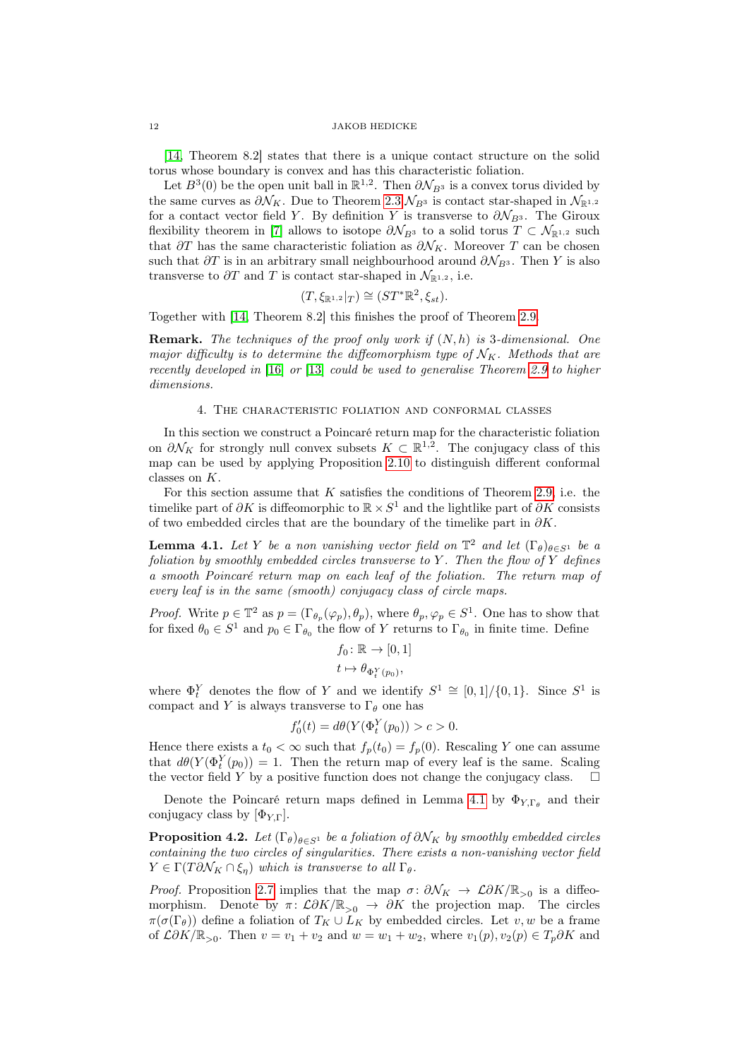[14, Theorem 8.2] states that there is a unique contact structure on the solid torus whose boundary is convex and has this characteristic foliation.

Let $B^3(0)$ be the open unit ball in $\mathbb{R}^{1,2}$. Then $\partial\mathcal{N}_{B^3}$ is a convex torus divided by the same curves as $\partial\mathcal{N}_K$. Due to Theorem 2.3 $\mathcal{N}_{B^3}$ is contact star-shaped in $\mathcal{N}_{\mathbb{R}^{1,2}}$ for a contact vector field $Y$. By definition $Y$ is transverse to $\partial\mathcal{N}_{B^3}$. The Giroux flexibility theorem in [7] allows to isotope $\partial\mathcal{N}_{B^3}$ to a solid torus $T \subset \mathcal{N}_{\mathbb{R}^{1,2}}$ such that $\partial T$ has the same characteristic foliation as $\partial\mathcal{N}_K$. Moreover $T$ can be chosen such that $\partial T$ is in an arbitrary small neighbourhood around $\partial\mathcal{N}_{B^3}$. Then $Y$ is also transverse to $\partial T$ and $T$ is contact star-shaped in $\mathcal{N}_{\mathbb{R}^{1,2}}$, i.e.

$$(T, \xi_{\mathbb{R}^{1,2}}|_T) \cong (ST^*\mathbb{R}^2, \xi_{st}).$$

Together with [14, Theorem 8.2] this finishes the proof of Theorem 2.9.

**Remark.** *The techniques of the proof only work if $(N, h)$ is 3-dimensional. One major difficulty is to determine the diffeomorphism type of $\mathcal{N}_K$. Methods that are recently developed in [16] or [13] could be used to generalise Theorem 2.9 to higher dimensions.*

## 4. The characteristic foliation and conformal classes

In this section we construct a Poincaré return map for the characteristic foliation on $\partial\mathcal{N}_K$ for strongly null convex subsets $K \subset \mathbb{R}^{1,2}$. The conjugacy class of this map can be used by applying Proposition 2.10 to distinguish different conformal classes on $K$.

For this section assume that $K$ satisfies the conditions of Theorem 2.9, i.e. the timelike part of $\partial K$ is diffeomorphic to $\mathbb{R} \times S^1$ and the lightlike part of $\partial K$ consists of two embedded circles that are the boundary of the timelike part in $\partial K$.

**Lemma 4.1.** *Let $Y$ be a non vanishing vector field on $\mathbb{T}^2$ and let $(\Gamma_\theta)_{\theta\in S^1}$ be a foliation by smoothly embedded circles transverse to $Y$. Then the flow of $Y$ defines a smooth Poincaré return map on each leaf of the foliation. The return map of every leaf is in the same (smooth) conjugacy class of circle maps.*

*Proof.* Write $p \in \mathbb{T}^2$ as $p = (\Gamma_{\theta_p}(\varphi_p), \theta_p)$, where $\theta_p, \varphi_p \in S^1$. One has to show that for fixed $\theta_0 \in S^1$ and $p_0 \in \Gamma_{\theta_0}$ the flow of $Y$ returns to $\Gamma_{\theta_0}$ in finite time. Define

$$\begin{aligned} f_0 &: \mathbb{R} \to [0,1] \\ t &\mapsto \theta_{\Phi_t^Y(p_0)}, \end{aligned}$$

where $\Phi_t^Y$ denotes the flow of $Y$ and we identify $S^1 \cong [0,1]/\{0,1\}$. Since $S^1$ is compact and $Y$ is always transverse to $\Gamma_\theta$ one has

$$f_0'(t) = d\theta(Y(\Phi_t^Y(p_0)) > c > 0.$$

Hence there exists a $t_0 < \infty$ such that $f_p(t_0) = f_p(0)$. Rescaling $Y$ one can assume that $d\theta(Y(\Phi_t^Y(p_0)) = 1$. Then the return map of every leaf is the same. Scaling the vector field $Y$ by a positive function does not change the conjugacy class. $\square$

Denote the Poincaré return maps defined in Lemma 4.1 by $\Phi_{Y,\Gamma_\theta}$ and their conjugacy class by $[\Phi_{Y,\Gamma}]$.

**Proposition 4.2.** *Let $(\Gamma_\theta)_{\theta\in S^1}$ be a foliation of $\partial\mathcal{N}_K$ by smoothly embedded circles containing the two circles of singularities. There exists a non-vanishing vector field $Y \in \Gamma(T\partial\mathcal{N}_K \cap \xi_\eta)$ which is transverse to all $\Gamma_\theta$.*

*Proof.* Proposition 2.7 implies that the map $\sigma\colon \partial\mathcal{N}_K \to \mathcal{L}\partial K/\mathbb{R}_{>0}$ is a diffeomorphism. Denote by $\pi\colon \mathcal{L}\partial K/\mathbb{R}_{>0} \to \partial K$ the projection map. The circles $\pi(\sigma(\Gamma_\theta))$ define a foliation of $T_K \cup L_K$ by embedded circles. Let $v, w$ be a frame of $\mathcal{L}\partial K/\mathbb{R}_{>0}$. Then $v = v_1 + v_2$ and $w = w_1 + w_2$, where $v_1(p), v_2(p) \in T_p\partial K$ and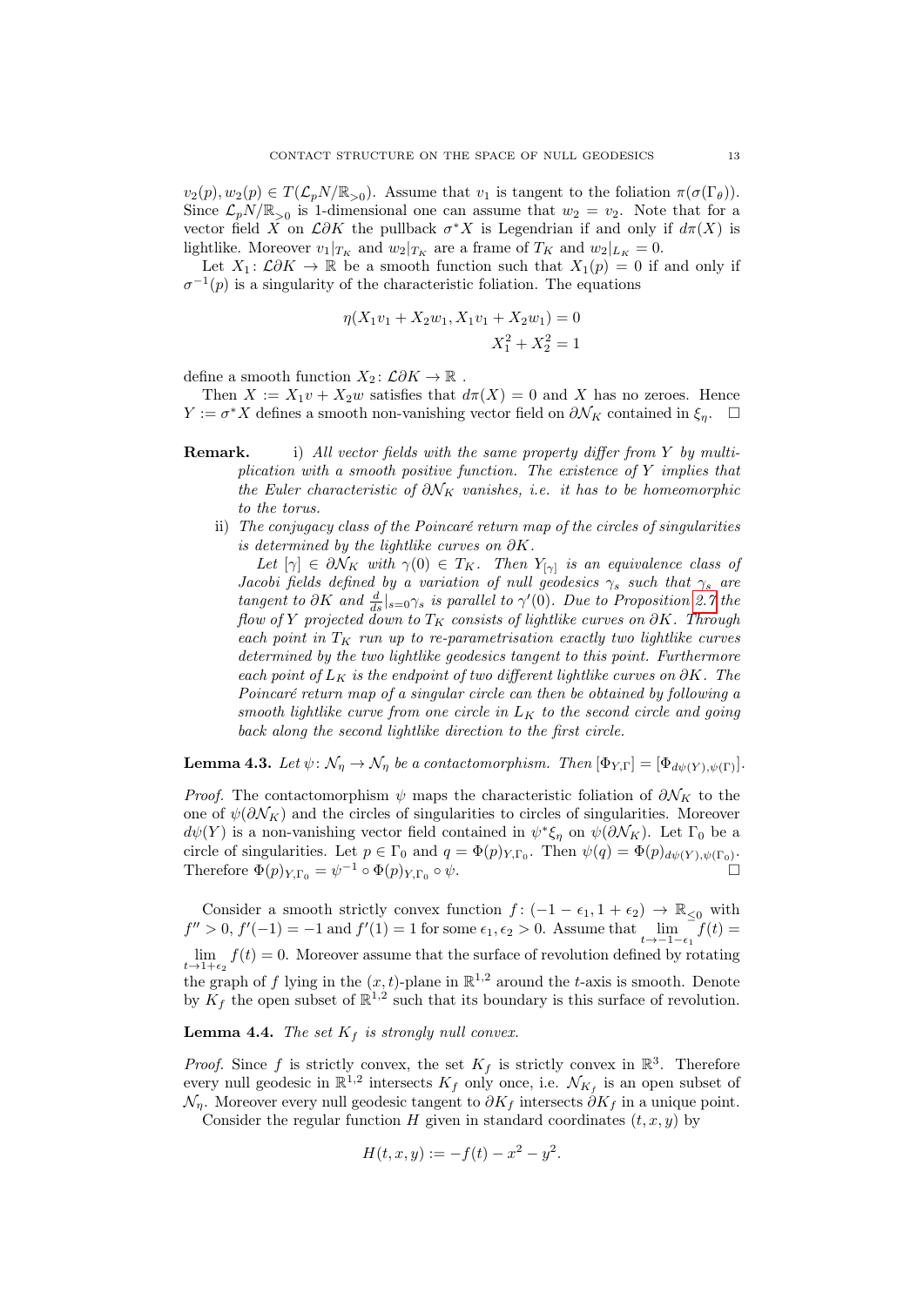$v_2(p), w_2(p) \in T(\mathcal{L}_pN/\mathbb{R}_{>0})$. Assume that $v_1$ is tangent to the foliation $\pi(\sigma(\Gamma_\theta))$. Since $\mathcal{L}_pN/\mathbb{R}_{>0}$ is 1-dimensional one can assume that $w_2 = v_2$. Note that for a vector field $X$ on $\mathcal{L}\partial K$ the pullback $\sigma^*X$ is Legendrian if and only if $d\pi(X)$ is lightlike. Moreover $v_1|_{T_K}$ and $w_2|_{T_K}$ are a frame of $T_K$ and $w_2|_{L_K} = 0$.

Let $X_1\colon \mathcal{L}\partial K \to \mathbb{R}$ be a smooth function such that $X_1(p) = 0$ if and only if $\sigma^{-1}(p)$ is a singularity of the characteristic foliation. The equations

$$\eta(X_1v_1 + X_2w_1, X_1v_1 + X_2w_1) = 0$$
$$X_1^2 + X_2^2 = 1$$

define a smooth function $X_2\colon \mathcal{L}\partial K \to \mathbb{R}$ .

Then $X := X_1v + X_2w$ satisfies that $d\pi(X) = 0$ and $X$ has no zeroes. Hence $Y := \sigma^*X$ defines a smooth non-vanishing vector field on $\partial\mathcal{N}_K$ contained in $\xi_\eta$. $\square$

**Remark.** i) *All vector fields with the same property differ from $Y$ by multiplication with a smooth positive function. The existence of $Y$ implies that the Euler characteristic of $\partial\mathcal{N}_K$ vanishes, i.e. it has to be homeomorphic to the torus.*

ii) *The conjugacy class of the Poincaré return map of the circles of singularities is determined by the lightlike curves on $\partial K$.*

*Let $[\gamma] \in \partial\mathcal{N}_K$ with $\gamma(0) \in T_K$. Then $Y_{[\gamma]}$ is an equivalence class of Jacobi fields defined by a variation of null geodesics $\gamma_s$ such that $\gamma_s$ are tangent to $\partial K$ and $\frac{d}{ds}|_{s=0}\gamma_s$ is parallel to $\gamma'(0)$. Due to Proposition 2.7 the flow of $Y$ projected down to $T_K$ consists of lightlike curves on $\partial K$. Through each point in $T_K$ run up to re-parametrisation exactly two lightlike curves determined by the two lightlike geodesics tangent to this point. Furthermore each point of $L_K$ is the endpoint of two different lightlike curves on $\partial K$. The Poincaré return map of a singular circle can then be obtained by following a smooth lightlike curve from one circle in $L_K$ to the second circle and going back along the second lightlike direction to the first circle.*

**Lemma 4.3.** *Let $\psi\colon \mathcal{N}_\eta \to \mathcal{N}_\eta$ be a contactomorphism. Then $[\Phi_{Y,\Gamma}] = [\Phi_{d\psi(Y),\psi(\Gamma)}]$.*

*Proof.* The contactomorphism $\psi$ maps the characteristic foliation of $\partial\mathcal{N}_K$ to the one of $\psi(\partial\mathcal{N}_K)$ and the circles of singularities to circles of singularities. Moreover $d\psi(Y)$ is a non-vanishing vector field contained in $\psi^*\xi_\eta$ on $\psi(\partial\mathcal{N}_K)$. Let $\Gamma_0$ be a circle of singularities. Let $p \in \Gamma_0$ and $q = \Phi(p)_{Y,\Gamma_0}$. Then $\psi(q) = \Phi(p)_{d\psi(Y),\psi(\Gamma_0)}$. Therefore $\Phi(p)_{Y,\Gamma_0} = \psi^{-1} \circ \Phi(p)_{Y,\Gamma_0} \circ \psi$. $\square$

Consider a smooth strictly convex function $f\colon (-1-\epsilon_1, 1+\epsilon_2) \to \mathbb{R}_{\leq 0}$ with $f'' > 0$, $f'(-1) = -1$ and $f'(1) = 1$ for some $\epsilon_1, \epsilon_2 > 0$. Assume that $\lim\limits_{t\to -1-\epsilon_1} f(t) = \lim\limits_{t\to 1+\epsilon_2} f(t) = 0$. Moreover assume that the surface of revolution defined by rotating the graph of $f$ lying in the $(x,t)$-plane in $\mathbb{R}^{1,2}$ around the $t$-axis is smooth. Denote by $K_f$ the open subset of $\mathbb{R}^{1,2}$ such that its boundary is this surface of revolution.

**Lemma 4.4.** *The set $K_f$ is strongly null convex.*

*Proof.* Since $f$ is strictly convex, the set $K_f$ is strictly convex in $\mathbb{R}^3$. Therefore every null geodesic in $\mathbb{R}^{1,2}$ intersects $K_f$ only once, i.e. $\mathcal{N}_{K_f}$ is an open subset of $\mathcal{N}_\eta$. Moreover every null geodesic tangent to $\partial K_f$ intersects $\partial K_f$ in a unique point.

Consider the regular function $H$ given in standard coordinates $(t,x,y)$ by

$$H(t,x,y) := -f(t) - x^2 - y^2.$$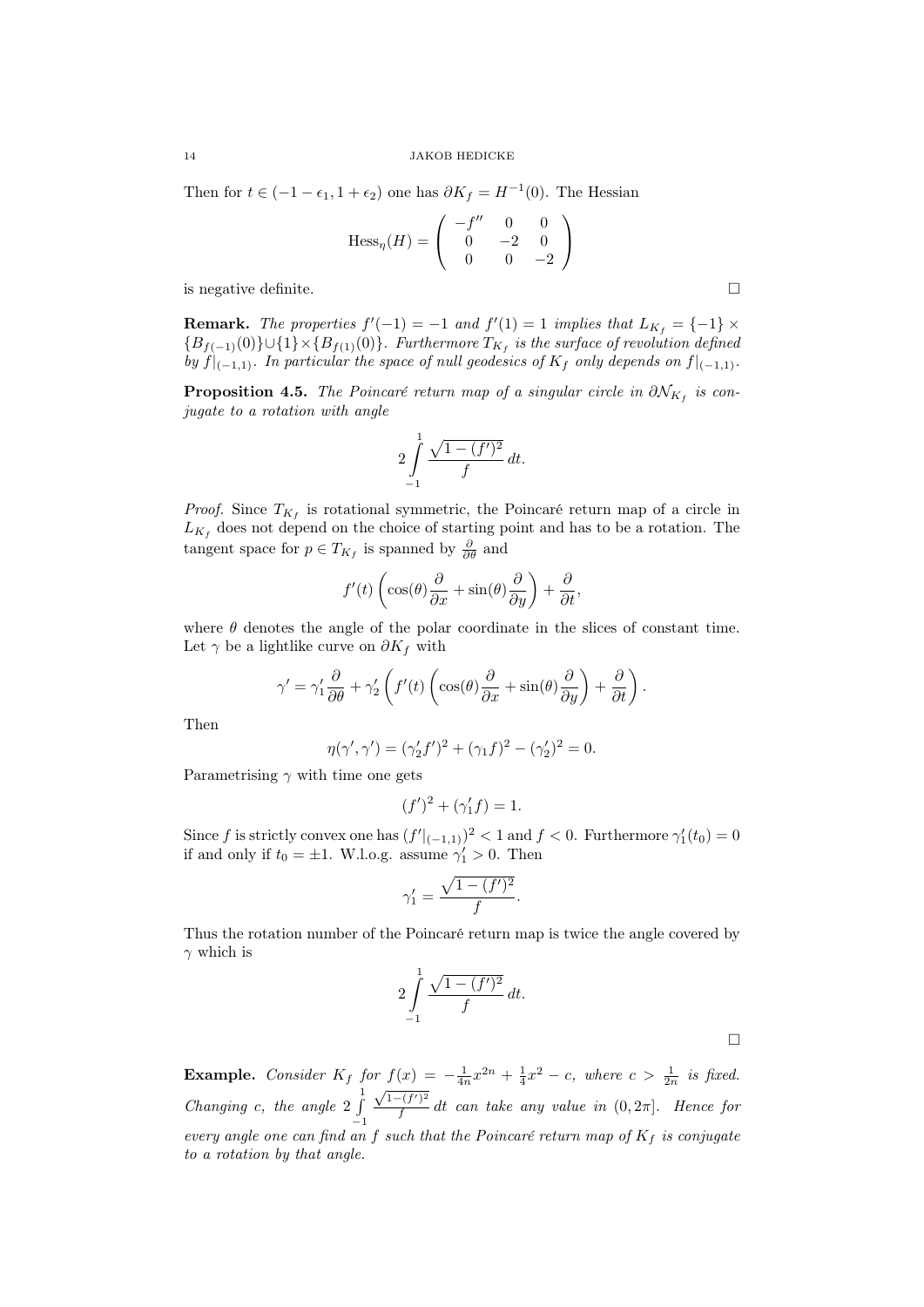Then for $t \in (-1-\epsilon_1, 1+\epsilon_2)$ one has $\partial K_f = H^{-1}(0)$. The Hessian

$$\mathrm{Hess}_\eta(H) = \begin{pmatrix} -f'' & 0 & 0 \\ 0 & -2 & 0 \\ 0 & 0 & -2 \end{pmatrix}$$

is negative definite. □

**Remark.** *The properties $f'(-1) = -1$ and $f'(1) = 1$ implies that $L_{K_f} = \{-1\} \times \{B_{f(-1)}(0)\} \cup \{1\} \times \{B_{f(1)}(0)\}$. Furthermore $T_{K_f}$ is the surface of revolution defined by $f|_{(-1,1)}$. In particular the space of null geodesics of $K_f$ only depends on $f|_{(-1,1)}$.*

**Proposition 4.5.** *The Poincaré return map of a singular circle in $\partial \mathcal{N}_{K_f}$ is conjugate to a rotation with angle*

$$2\int_{-1}^{1} \frac{\sqrt{1-(f')^2}}{f}\, dt.$$

*Proof.* Since $T_{K_f}$ is rotational symmetric, the Poincaré return map of a circle in $L_{K_f}$ does not depend on the choice of starting point and has to be a rotation. The tangent space for $p \in T_{K_f}$ is spanned by $\frac{\partial}{\partial\theta}$ and

$$f'(t)\left(\cos(\theta)\frac{\partial}{\partial x} + \sin(\theta)\frac{\partial}{\partial y}\right) + \frac{\partial}{\partial t},$$

where $\theta$ denotes the angle of the polar coordinate in the slices of constant time. Let $\gamma$ be a lightlike curve on $\partial K_f$ with

$$\gamma' = \gamma_1' \frac{\partial}{\partial\theta} + \gamma_2'\left(f'(t)\left(\cos(\theta)\frac{\partial}{\partial x} + \sin(\theta)\frac{\partial}{\partial y}\right) + \frac{\partial}{\partial t}\right).$$

Then

$$\eta(\gamma', \gamma') = (\gamma_2' f')^2 + (\gamma_1 f)^2 - (\gamma_2')^2 = 0.$$

Parametrising $\gamma$ with time one gets

$$(f')^2 + (\gamma_1' f) = 1.$$

Since $f$ is strictly convex one has $(f'|_{(-1,1)})^2 < 1$ and $f < 0$. Furthermore $\gamma_1'(t_0) = 0$ if and only if $t_0 = \pm 1$. W.l.o.g. assume $\gamma_1' > 0$. Then

$$\gamma_1' = \frac{\sqrt{1-(f')^2}}{f}.$$

Thus the rotation number of the Poincaré return map is twice the angle covered by $\gamma$ which is

$$2\int_{-1}^{1} \frac{\sqrt{1-(f')^2}}{f}\, dt.$$

□

**Example.** *Consider $K_f$ for $f(x) = -\frac{1}{4n}x^{2n} + \frac{1}{4}x^2 - c$, where $c > \frac{1}{2n}$ is fixed. Changing $c$, the angle $2\int_{-1}^{1} \frac{\sqrt{1-(f')^2}}{f}\, dt$ can take any value in $(0, 2\pi]$. Hence for every angle one can find an $f$ such that the Poincaré return map of $K_f$ is conjugate to a rotation by that angle.*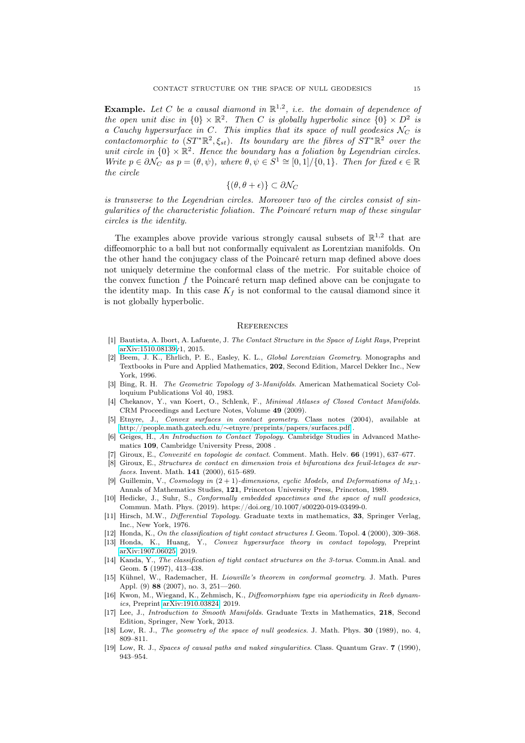**Example.** *Let $C$ be a causal diamond in $\mathbb{R}^{1,2}$, i.e. the domain of dependence of the open unit disc in $\{0\} \times \mathbb{R}^2$. Then $C$ is globally hyperbolic since $\{0\} \times D^2$ is a Cauchy hypersurface in $C$. This implies that its space of null geodesics $\mathcal{N}_C$ is contactomorphic to $(ST^*\mathbb{R}^2, \xi_{st})$. Its boundary are the fibres of $ST^*\mathbb{R}^2$ over the unit circle in $\{0\} \times \mathbb{R}^2$. Hence the boundary has a foliation by Legendrian circles. Write $p \in \partial\mathcal{N}_C$ as $p = (\theta, \psi)$, where $\theta, \psi \in S^1 \cong [0,1]/\{0,1\}$. Then for fixed $\epsilon \in \mathbb{R}$ the circle*

$$\{(\theta, \theta + \epsilon)\} \subset \partial\mathcal{N}_C$$

*is transverse to the Legendrian circles. Moreover two of the circles consist of singularities of the characteristic foliation. The Poincaré return map of these singular circles is the identity.*

The examples above provide various strongly causal subsets of $\mathbb{R}^{1,2}$ that are diffeomorphic to a ball but not conformally equivalent as Lorentzian manifolds. On the other hand the conjugacy class of the Poincaré return map defined above does not uniquely determine the conformal class of the metric. For suitable choice of the convex function $f$ the Poincaré return map defined above can be conjugate to the identity map. In this case $K_f$ is not conformal to the causal diamond since it is not globally hyperbolic.

## References

[1] Bautista, A. Ibort, A. Lafuente, J. *The Contact Structure in the Space of Light Rays*, Preprint arXiv:1510.08139v1, 2015.

[2] Beem, J. K., Ehrlich, P. E., Easley, K. L., *Global Lorentzian Geometry.* Monographs and Textbooks in Pure and Applied Mathematics, **202**, Second Edition, Marcel Dekker Inc., New York, 1996.

[3] Bing, R. H. *The Geometric Topology of 3-Manifolds.* American Mathematical Society Colloquium Publications Vol 40, 1983.

[4] Chekanov, Y., van Koert, O., Schlenk, F., *Minimal Atlases of Closed Contact Manifolds.* CRM Proceedings and Lecture Notes, Volume **49** (2009).

[5] Etnyre, J., *Convex surfaces in contact geometry.* Class notes (2004), available at http://people.math.gatech.edu/∼etnyre/preprints/papers/surfaces.pdf .

[6] Geiges, H., *An Introduction to Contact Topology.* Cambridge Studies in Advanced Mathematics **109**, Cambridge University Press, 2008 .

[7] Giroux, E., *Convexité en topologie de contact.* Comment. Math. Helv. **66** (1991), 637–677.

[8] Giroux, E., *Structures de contact en dimension trois et bifurcations des feuil-letages de surfaces.* Invent. Math. **141** (2000), 615–689.

[9] Guillemin, V., *Cosmology in $(2+1)$-dimensions, cyclic Models, and Deformations of $M_{2,1}$.* Annals of Mathematics Studies, **121**, Princeton University Press, Princeton, 1989.

[10] Hedicke, J., Suhr, S., *Conformally embedded spacetimes and the space of null geodesics*, Commun. Math. Phys. (2019). https://doi.org/10.1007/s00220-019-03499-0.

[11] Hirsch, M.W., *Differential Topology.* Graduate texts in mathematics, **33**, Springer Verlag, Inc., New York, 1976.

[12] Honda, K., *On the classification of tight contact structures I.* Geom. Topol. **4** (2000), 309–368.

[13] Honda, K., Huang, Y., *Convex hypersurface theory in contact topology*, Preprint arXiv:1907.06025, 2019.

[14] Kanda, Y., *The classification of tight contact structures on the 3-torus.* Comm.in Anal. and Geom. **5** (1997), 413–438.

[15] Kühnel, W., Rademacher, H. *Liouville's theorem in conformal geometry.* J. Math. Pures Appl. (9) **88** (2007), no. 3, 251—260.

[16] Kwon, M., Wiegand, K., Zehmisch, K., *Diffeomorphism type via aperiodicity in Reeb dynamics*, Preprint arXiv:1910.03824, 2019.

[17] Lee, J., *Introduction to Smooth Manifolds.* Graduate Texts in Mathematics, **218**, Second Edition, Springer, New York, 2013.

[18] Low, R. J., *The geometry of the space of null geodesics.* J. Math. Phys. **30** (1989), no. 4, 809–811.

[19] Low, R. J., *Spaces of causal paths and naked singularities.* Class. Quantum Grav. **7** (1990), 943–954.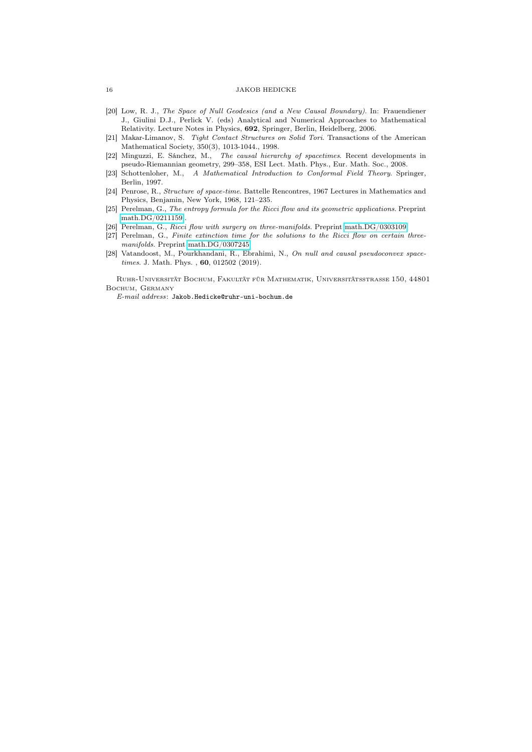[20] Low, R. J., *The Space of Null Geodesics (and a New Causal Boundary)*. In: Frauendiener J., Giulini D.J., Perlick V. (eds) Analytical and Numerical Approaches to Mathematical Relativity. Lecture Notes in Physics, **692**, Springer, Berlin, Heidelberg, 2006.

[21] Makar-Limanov, S. *Tight Contact Structures on Solid Tori*. Transactions of the American Mathematical Society, 350(3), 1013-1044., 1998.

[22] Minguzzi, E. Sánchez, M., *The causal hierarchy of spacetimes*. Recent developments in pseudo-Riemannian geometry, 299–358, ESI Lect. Math. Phys., Eur. Math. Soc., 2008.

[23] Schottenloher, M., *A Mathematical Introduction to Conformal Field Theory*. Springer, Berlin, 1997.

[24] Penrose, R., *Structure of space-time*. Battelle Rencontres, 1967 Lectures in Mathematics and Physics, Benjamin, New York, 1968, 121–235.

[25] Perelman, G., *The entropy formula for the Ricci flow and its geometric applications*. Preprint math.DG/0211159.

[26] Perelman, G., *Ricci flow with surgery on three-manifolds*. Preprint math.DG/0303109.

[27] Perelman, G., *Finite extinction time for the solutions to the Ricci flow on certain three-manifolds*. Preprint math.DG/0307245.

[28] Vatandoost, M., Pourkhandani, R., Ebrahimi, N., *On null and causal pseudoconvex spacetimes*. J. Math. Phys. , **60**, 012502 (2019).

Ruhr-Universität Bochum, Fakultät für Mathematik, Universitätsstrasse 150, 44801 Bochum, Germany

*E-mail address*: Jakob.Hedicke@ruhr-uni-bochum.de